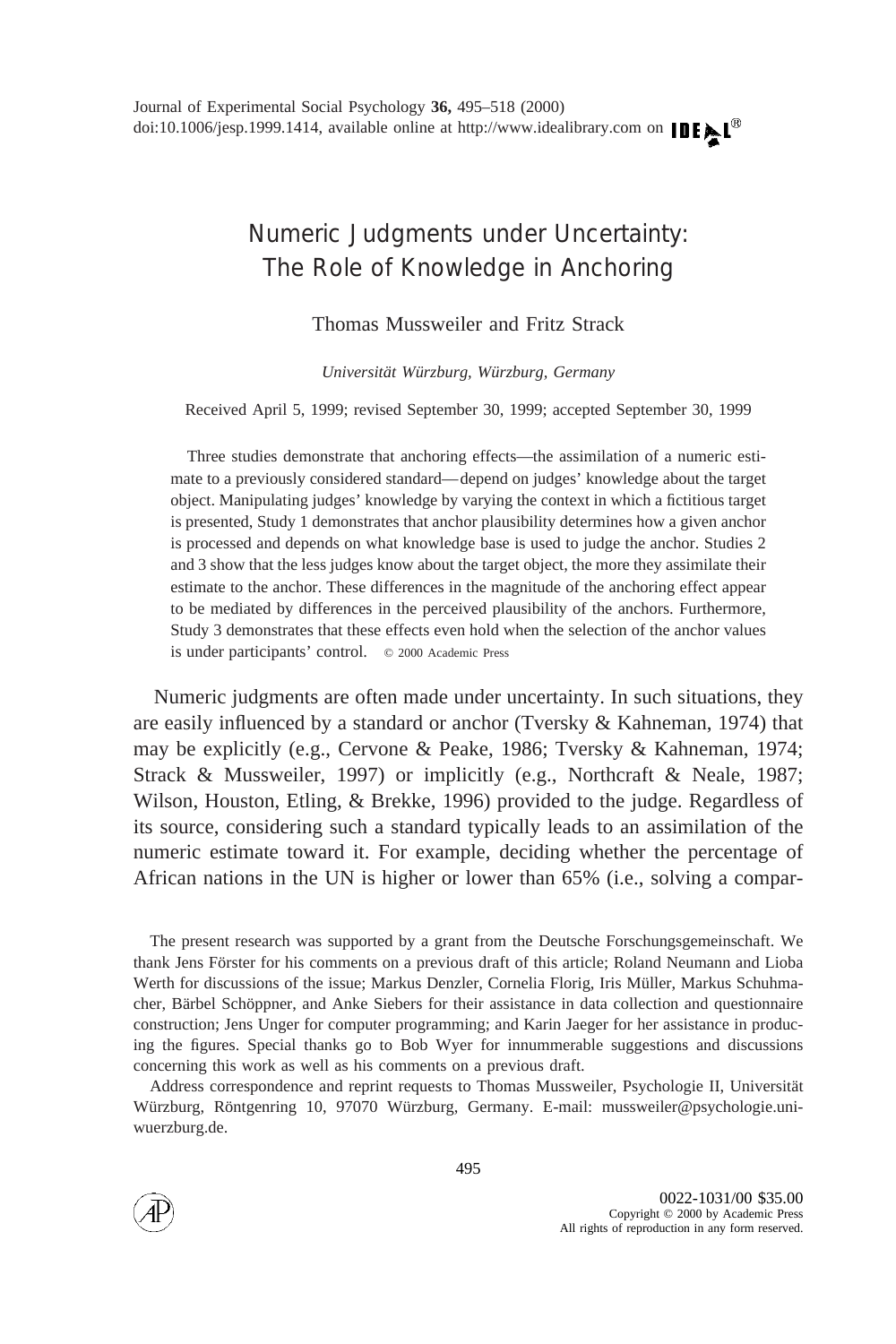# Numeric Judgments under Uncertainty: The Role of Knowledge in Anchoring

Thomas Mussweiler and Fritz Strack

*Universität Würzburg, Würzburg, Germany*

Received April 5, 1999; revised September 30, 1999; accepted September 30, 1999

Three studies demonstrate that anchoring effects—the assimilation of a numeric estimate to a previously considered standard—depend on judges' knowledge about the target object. Manipulating judges' knowledge by varying the context in which a fictitious target is presented, Study 1 demonstrates that anchor plausibility determines how a given anchor is processed and depends on what knowledge base is used to judge the anchor. Studies 2 and 3 show that the less judges know about the target object, the more they assimilate their estimate to the anchor. These differences in the magnitude of the anchoring effect appear to be mediated by differences in the perceived plausibility of the anchors. Furthermore, Study 3 demonstrates that these effects even hold when the selection of the anchor values is under participants' control. © 2000 Academic Press

Numeric judgments are often made under uncertainty. In such situations, they are easily influenced by a standard or anchor (Tversky & Kahneman, 1974) that may be explicitly (e.g., Cervone & Peake, 1986; Tversky & Kahneman, 1974; Strack & Mussweiler, 1997) or implicitly (e.g., Northcraft & Neale, 1987; Wilson, Houston, Etling, & Brekke, 1996) provided to the judge. Regardless of its source, considering such a standard typically leads to an assimilation of the numeric estimate toward it. For example, deciding whether the percentage of African nations in the UN is higher or lower than 65% (i.e., solving a compar-

The present research was supported by a grant from the Deutsche Forschungsgemeinschaft. We thank Jens Förster for his comments on a previous draft of this article; Roland Neumann and Lioba Werth for discussions of the issue; Markus Denzler, Cornelia Florig, Iris Müller, Markus Schuhmacher, Bärbel Schöppner, and Anke Siebers for their assistance in data collection and questionnaire construction; Jens Unger for computer programming; and Karin Jaeger for her assistance in producing the figures. Special thanks go to Bob Wyer for innummerable suggestions and discussions concerning this work as well as his comments on a previous draft.

Address correspondence and reprint requests to Thomas Mussweiler, Psychologie II, Universität Würzburg, Röntgenring 10, 97070 Würzburg, Germany. E-mail: mussweiler@psychologie.uni-wuerzburg.de.

0022-1031/00 $35.00
Copyright © 2000 by Academic Press
All rights of reproduction in any form reserved.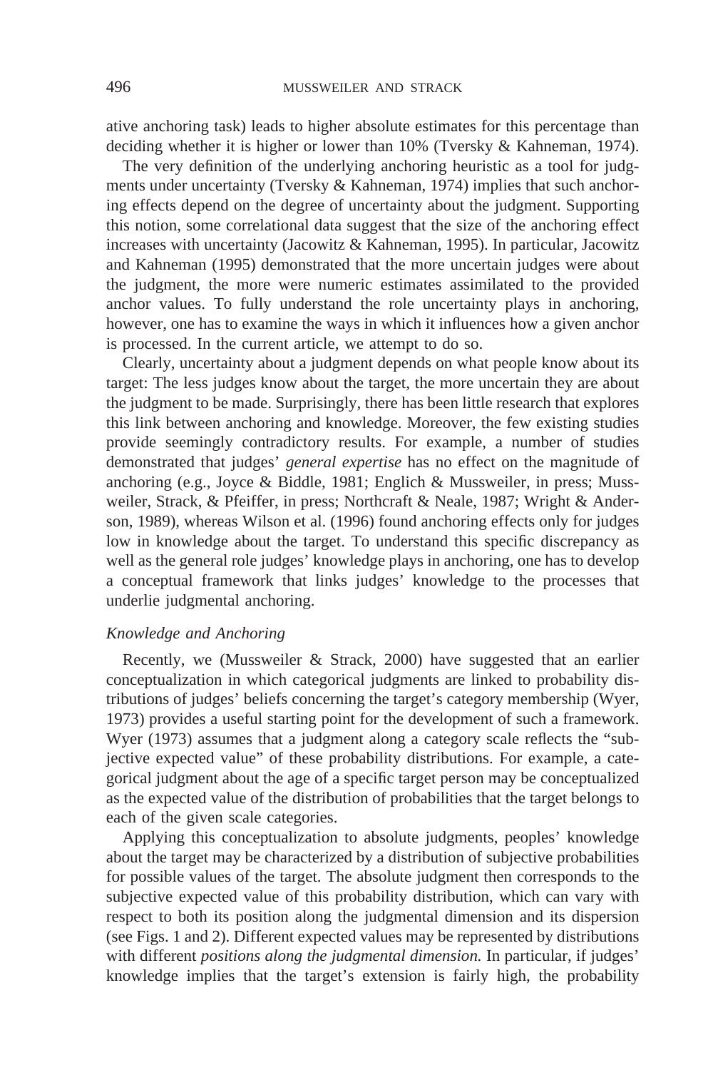ative anchoring task) leads to higher absolute estimates for this percentage than deciding whether it is higher or lower than 10% (Tversky & Kahneman, 1974).

The very definition of the underlying anchoring heuristic as a tool for judgments under uncertainty (Tversky & Kahneman, 1974) implies that such anchoring effects depend on the degree of uncertainty about the judgment. Supporting this notion, some correlational data suggest that the size of the anchoring effect increases with uncertainty (Jacowitz & Kahneman, 1995). In particular, Jacowitz and Kahneman (1995) demonstrated that the more uncertain judges were about the judgment, the more were numeric estimates assimilated to the provided anchor values. To fully understand the role uncertainty plays in anchoring, however, one has to examine the ways in which it influences how a given anchor is processed. In the current article, we attempt to do so.

Clearly, uncertainty about a judgment depends on what people know about its target: The less judges know about the target, the more uncertain they are about the judgment to be made. Surprisingly, there has been little research that explores this link between anchoring and knowledge. Moreover, the few existing studies provide seemingly contradictory results. For example, a number of studies demonstrated that judges' *general expertise* has no effect on the magnitude of anchoring (e.g., Joyce & Biddle, 1981; Englich & Mussweiler, in press; Mussweiler, Strack, & Pfeiffer, in press; Northcraft & Neale, 1987; Wright & Anderson, 1989), whereas Wilson et al. (1996) found anchoring effects only for judges low in knowledge about the target. To understand this specific discrepancy as well as the general role judges' knowledge plays in anchoring, one has to develop a conceptual framework that links judges' knowledge to the processes that underlie judgmental anchoring.

### *Knowledge and Anchoring*

Recently, we (Mussweiler & Strack, 2000) have suggested that an earlier conceptualization in which categorical judgments are linked to probability distributions of judges' beliefs concerning the target's category membership (Wyer, 1973) provides a useful starting point for the development of such a framework. Wyer (1973) assumes that a judgment along a category scale reflects the "subjective expected value" of these probability distributions. For example, a categorical judgment about the age of a specific target person may be conceptualized as the expected value of the distribution of probabilities that the target belongs to each of the given scale categories.

Applying this conceptualization to absolute judgments, peoples' knowledge about the target may be characterized by a distribution of subjective probabilities for possible values of the target. The absolute judgment then corresponds to the subjective expected value of this probability distribution, which can vary with respect to both its position along the judgmental dimension and its dispersion (see Figs. 1 and 2). Different expected values may be represented by distributions with different *positions along the judgmental dimension.* In particular, if judges' knowledge implies that the target's extension is fairly high, the probability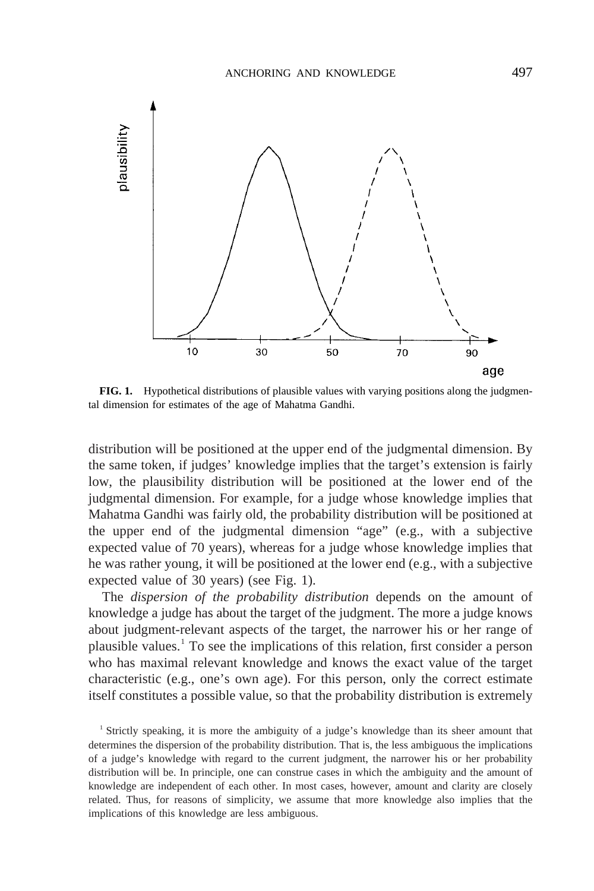plausibility

10 30 50 70 90

age

**FIG. 1.** Hypothetical distributions of plausible values with varying positions along the judgmental dimension for estimates of the age of Mahatma Gandhi.

distribution will be positioned at the upper end of the judgmental dimension. By the same token, if judges' knowledge implies that the target's extension is fairly low, the plausibility distribution will be positioned at the lower end of the judgmental dimension. For example, for a judge whose knowledge implies that Mahatma Gandhi was fairly old, the probability distribution will be positioned at the upper end of the judgmental dimension "age" (e.g., with a subjective expected value of 70 years), whereas for a judge whose knowledge implies that he was rather young, it will be positioned at the lower end (e.g., with a subjective expected value of 30 years) (see Fig. 1).

The *dispersion of the probability distribution* depends on the amount of knowledge a judge has about the target of the judgment. The more a judge knows about judgment-relevant aspects of the target, the narrower his or her range of plausible values.[1] To see the implications of this relation, first consider a person who has maximal relevant knowledge and knows the exact value of the target characteristic (e.g., one's own age). For this person, only the correct estimate itself constitutes a possible value, so that the probability distribution is extremely

[1] Strictly speaking, it is more the ambiguity of a judge's knowledge than its sheer amount that determines the dispersion of the probability distribution. That is, the less ambiguous the implications of a judge's knowledge with regard to the current judgment, the narrower his or her probability distribution will be. In principle, one can construe cases in which the ambiguity and the amount of knowledge are independent of each other. In most cases, however, amount and clarity are closely related. Thus, for reasons of simplicity, we assume that more knowledge also implies that the implications of this knowledge are less ambiguous.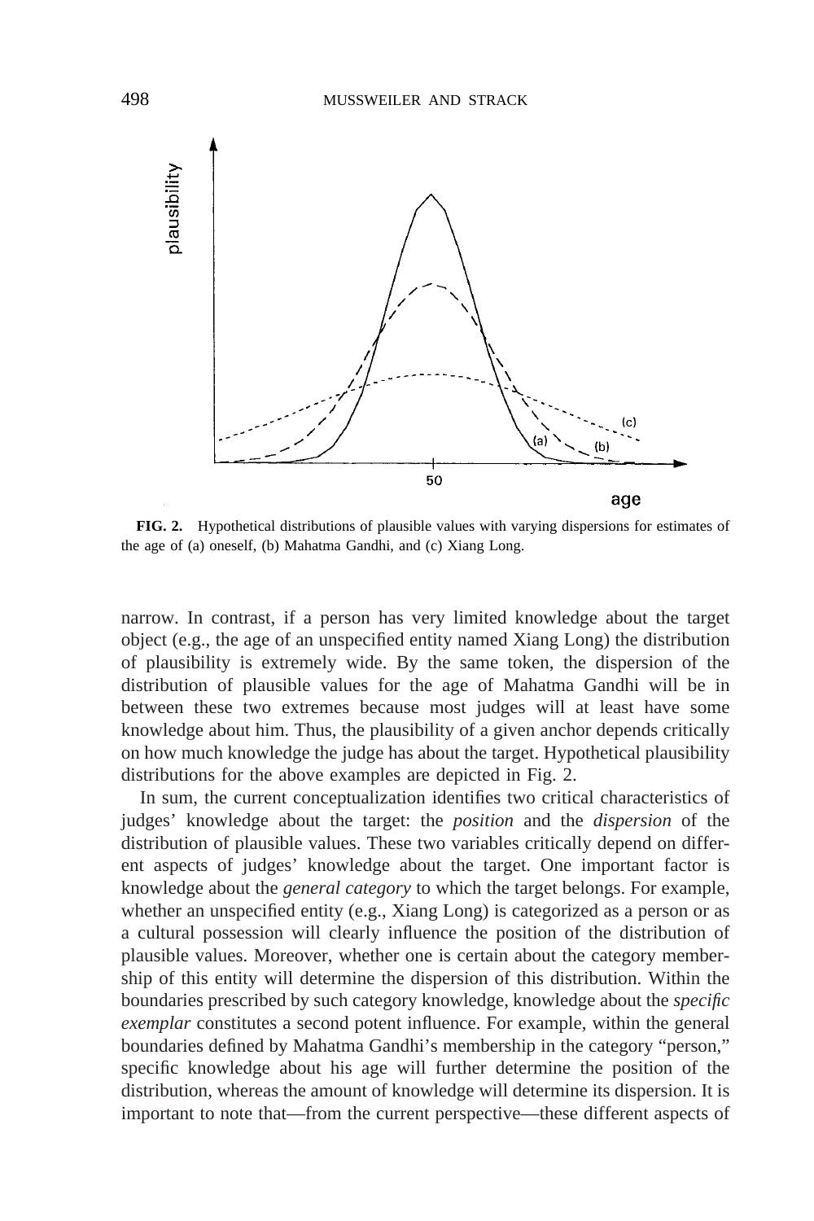plausibility

(c)

(a)

(b)

50

age

**FIG. 2.** Hypothetical distributions of plausible values with varying dispersions for estimates of the age of (a) oneself, (b) Mahatma Gandhi, and (c) Xiang Long.

narrow. In contrast, if a person has very limited knowledge about the target object (e.g., the age of an unspecified entity named Xiang Long) the distribution of plausibility is extremely wide. By the same token, the dispersion of the distribution of plausible values for the age of Mahatma Gandhi will be in between these two extremes because most judges will at least have some knowledge about him. Thus, the plausibility of a given anchor depends critically on how much knowledge the judge has about the target. Hypothetical plausibility distributions for the above examples are depicted in Fig. 2.

In sum, the current conceptualization identifies two critical characteristics of judges' knowledge about the target: the *position* and the *dispersion* of the distribution of plausible values. These two variables critically depend on different aspects of judges' knowledge about the target. One important factor is knowledge about the *general category* to which the target belongs. For example, whether an unspecified entity (e.g., Xiang Long) is categorized as a person or as a cultural possession will clearly influence the position of the distribution of plausible values. Moreover, whether one is certain about the category membership of this entity will determine the dispersion of this distribution. Within the boundaries prescribed by such category knowledge, knowledge about the *specific exemplar* constitutes a second potent influence. For example, within the general boundaries defined by Mahatma Gandhi's membership in the category "person," specific knowledge about his age will further determine the position of the distribution, whereas the amount of knowledge will determine its dispersion. It is important to note that—from the current perspective—these different aspects of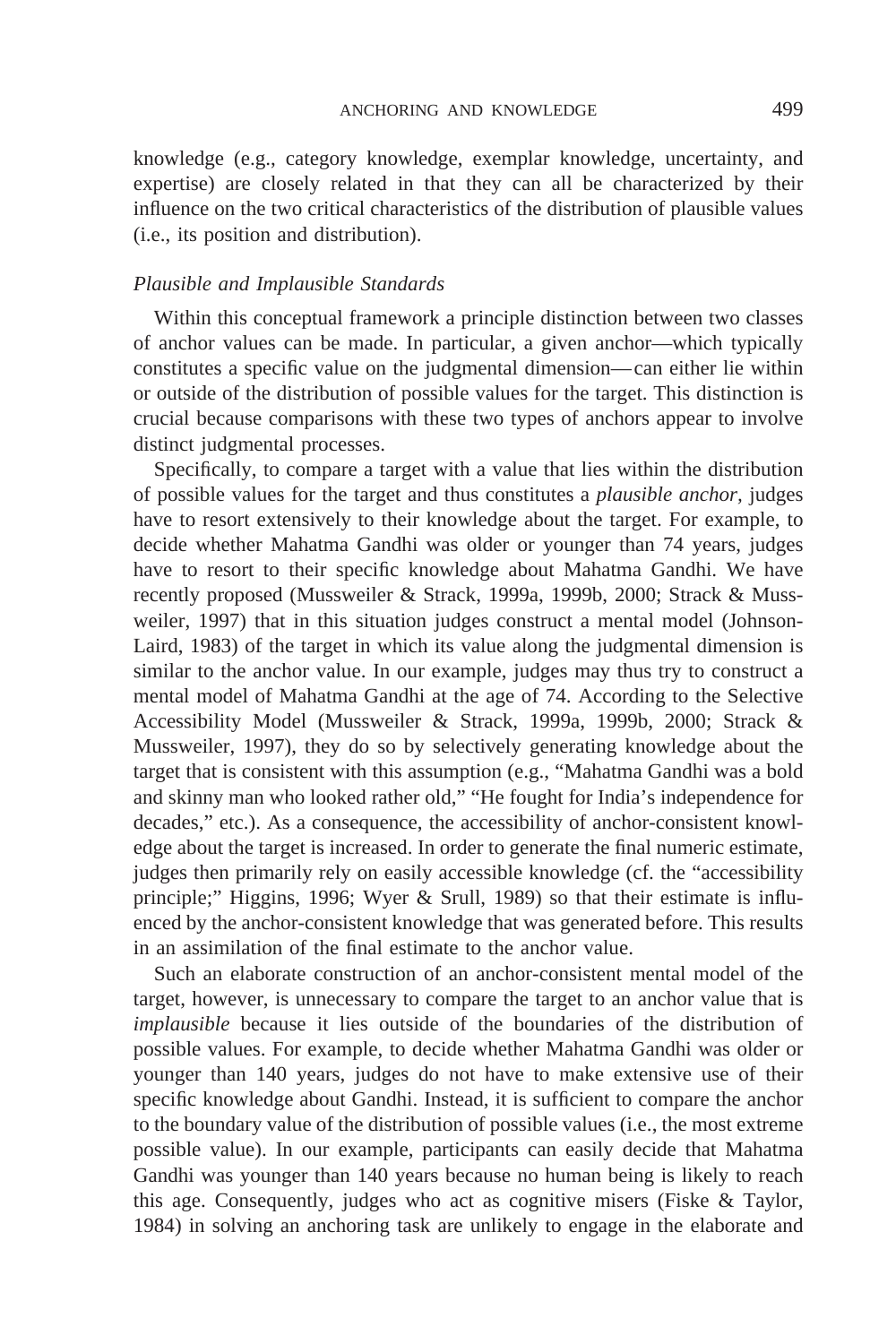knowledge (e.g., category knowledge, exemplar knowledge, uncertainty, and expertise) are closely related in that they can all be characterized by their influence on the two critical characteristics of the distribution of plausible values (i.e., its position and distribution).

### *Plausible and Implausible Standards*

Within this conceptual framework a principle distinction between two classes of anchor values can be made. In particular, a given anchor—which typically constitutes a specific value on the judgmental dimension—can either lie within or outside of the distribution of possible values for the target. This distinction is crucial because comparisons with these two types of anchors appear to involve distinct judgmental processes.

Specifically, to compare a target with a value that lies within the distribution of possible values for the target and thus constitutes a *plausible anchor*, judges have to resort extensively to their knowledge about the target. For example, to decide whether Mahatma Gandhi was older or younger than 74 years, judges have to resort to their specific knowledge about Mahatma Gandhi. We have recently proposed (Mussweiler & Strack, 1999a, 1999b, 2000; Strack & Mussweiler, 1997) that in this situation judges construct a mental model (Johnson-Laird, 1983) of the target in which its value along the judgmental dimension is similar to the anchor value. In our example, judges may thus try to construct a mental model of Mahatma Gandhi at the age of 74. According to the Selective Accessibility Model (Mussweiler & Strack, 1999a, 1999b, 2000; Strack & Mussweiler, 1997), they do so by selectively generating knowledge about the target that is consistent with this assumption (e.g., "Mahatma Gandhi was a bold and skinny man who looked rather old," "He fought for India's independence for decades," etc.). As a consequence, the accessibility of anchor-consistent knowledge about the target is increased. In order to generate the final numeric estimate, judges then primarily rely on easily accessible knowledge (cf. the "accessibility principle;" Higgins, 1996; Wyer & Srull, 1989) so that their estimate is influenced by the anchor-consistent knowledge that was generated before. This results in an assimilation of the final estimate to the anchor value.

Such an elaborate construction of an anchor-consistent mental model of the target, however, is unnecessary to compare the target to an anchor value that is *implausible* because it lies outside of the boundaries of the distribution of possible values. For example, to decide whether Mahatma Gandhi was older or younger than 140 years, judges do not have to make extensive use of their specific knowledge about Gandhi. Instead, it is sufficient to compare the anchor to the boundary value of the distribution of possible values (i.e., the most extreme possible value). In our example, participants can easily decide that Mahatma Gandhi was younger than 140 years because no human being is likely to reach this age. Consequently, judges who act as cognitive misers (Fiske & Taylor, 1984) in solving an anchoring task are unlikely to engage in the elaborate and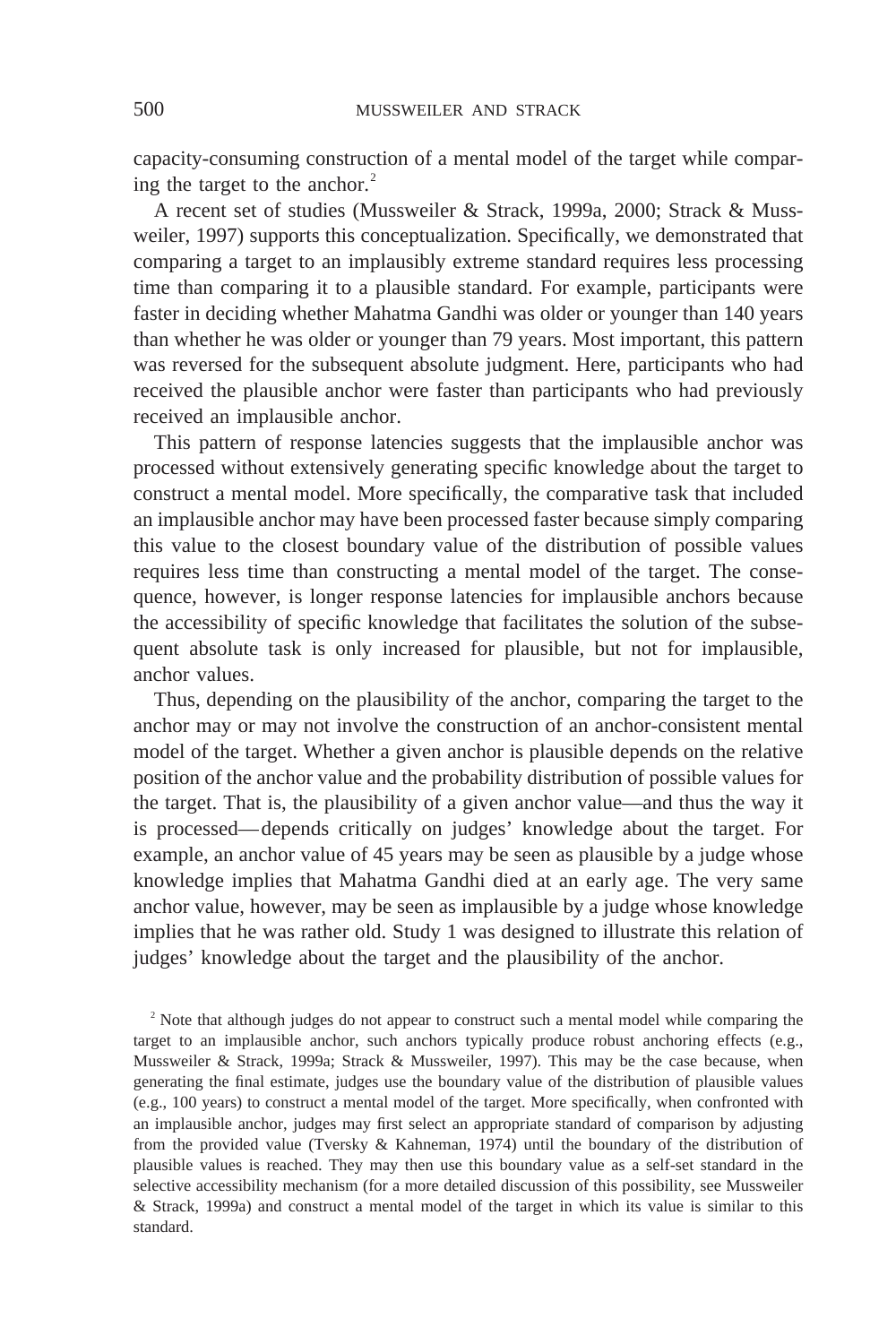capacity-consuming construction of a mental model of the target while comparing the target to the anchor.[2]

A recent set of studies (Mussweiler & Strack, 1999a, 2000; Strack & Mussweiler, 1997) supports this conceptualization. Specifically, we demonstrated that comparing a target to an implausibly extreme standard requires less processing time than comparing it to a plausible standard. For example, participants were faster in deciding whether Mahatma Gandhi was older or younger than 140 years than whether he was older or younger than 79 years. Most important, this pattern was reversed for the subsequent absolute judgment. Here, participants who had received the plausible anchor were faster than participants who had previously received an implausible anchor.

This pattern of response latencies suggests that the implausible anchor was processed without extensively generating specific knowledge about the target to construct a mental model. More specifically, the comparative task that included an implausible anchor may have been processed faster because simply comparing this value to the closest boundary value of the distribution of possible values requires less time than constructing a mental model of the target. The consequence, however, is longer response latencies for implausible anchors because the accessibility of specific knowledge that facilitates the solution of the subsequent absolute task is only increased for plausible, but not for implausible, anchor values.

Thus, depending on the plausibility of the anchor, comparing the target to the anchor may or may not involve the construction of an anchor-consistent mental model of the target. Whether a given anchor is plausible depends on the relative position of the anchor value and the probability distribution of possible values for the target. That is, the plausibility of a given anchor value—and thus the way it is processed—depends critically on judges' knowledge about the target. For example, an anchor value of 45 years may be seen as plausible by a judge whose knowledge implies that Mahatma Gandhi died at an early age. The very same anchor value, however, may be seen as implausible by a judge whose knowledge implies that he was rather old. Study 1 was designed to illustrate this relation of judges' knowledge about the target and the plausibility of the anchor.

[2] Note that although judges do not appear to construct such a mental model while comparing the target to an implausible anchor, such anchors typically produce robust anchoring effects (e.g., Mussweiler & Strack, 1999a; Strack & Mussweiler, 1997). This may be the case because, when generating the final estimate, judges use the boundary value of the distribution of plausible values (e.g., 100 years) to construct a mental model of the target. More specifically, when confronted with an implausible anchor, judges may first select an appropriate standard of comparison by adjusting from the provided value (Tversky & Kahneman, 1974) until the boundary of the distribution of plausible values is reached. They may then use this boundary value as a self-set standard in the selective accessibility mechanism (for a more detailed discussion of this possibility, see Mussweiler & Strack, 1999a) and construct a mental model of the target in which its value is similar to this standard.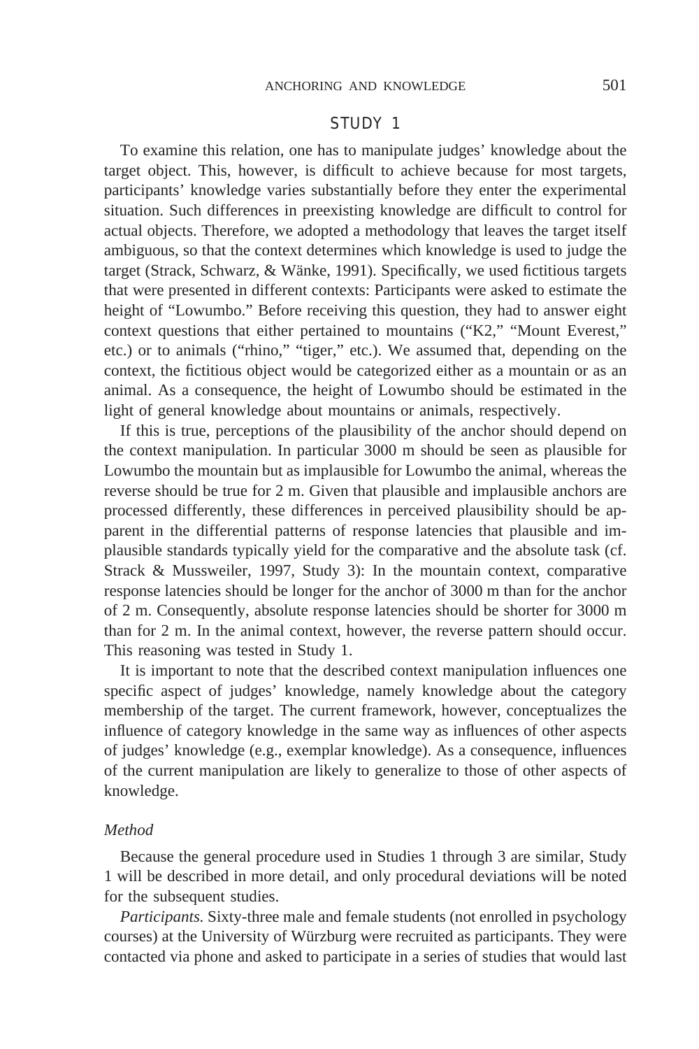## STUDY 1

To examine this relation, one has to manipulate judges' knowledge about the target object. This, however, is difficult to achieve because for most targets, participants' knowledge varies substantially before they enter the experimental situation. Such differences in preexisting knowledge are difficult to control for actual objects. Therefore, we adopted a methodology that leaves the target itself ambiguous, so that the context determines which knowledge is used to judge the target (Strack, Schwarz, & Wänke, 1991). Specifically, we used fictitious targets that were presented in different contexts: Participants were asked to estimate the height of "Lowumbo." Before receiving this question, they had to answer eight context questions that either pertained to mountains ("K2," "Mount Everest," etc.) or to animals ("rhino," "tiger," etc.). We assumed that, depending on the context, the fictitious object would be categorized either as a mountain or as an animal. As a consequence, the height of Lowumbo should be estimated in the light of general knowledge about mountains or animals, respectively.

If this is true, perceptions of the plausibility of the anchor should depend on the context manipulation. In particular 3000 m should be seen as plausible for Lowumbo the mountain but as implausible for Lowumbo the animal, whereas the reverse should be true for 2 m. Given that plausible and implausible anchors are processed differently, these differences in perceived plausibility should be apparent in the differential patterns of response latencies that plausible and implausible standards typically yield for the comparative and the absolute task (cf. Strack & Mussweiler, 1997, Study 3): In the mountain context, comparative response latencies should be longer for the anchor of 3000 m than for the anchor of 2 m. Consequently, absolute response latencies should be shorter for 3000 m than for 2 m. In the animal context, however, the reverse pattern should occur. This reasoning was tested in Study 1.

It is important to note that the described context manipulation influences one specific aspect of judges' knowledge, namely knowledge about the category membership of the target. The current framework, however, conceptualizes the influence of category knowledge in the same way as influences of other aspects of judges' knowledge (e.g., exemplar knowledge). As a consequence, influences of the current manipulation are likely to generalize to those of other aspects of knowledge.

### *Method*

Because the general procedure used in Studies 1 through 3 are similar, Study 1 will be described in more detail, and only procedural deviations will be noted for the subsequent studies.

*Participants.* Sixty-three male and female students (not enrolled in psychology courses) at the University of Würzburg were recruited as participants. They were contacted via phone and asked to participate in a series of studies that would last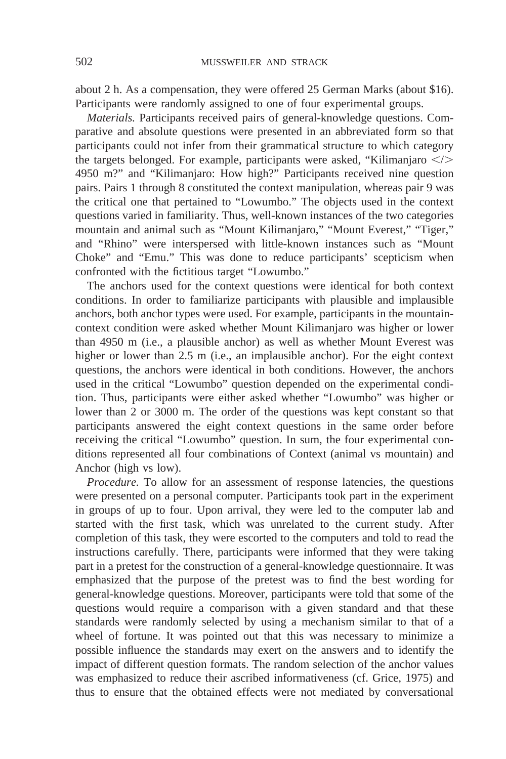about 2 h. As a compensation, they were offered 25 German Marks (about $16). Participants were randomly assigned to one of four experimental groups.

*Materials.* Participants received pairs of general-knowledge questions. Comparative and absolute questions were presented in an abbreviated form so that participants could not infer from their grammatical structure to which category the targets belonged. For example, participants were asked, "Kilimanjaro </> 4950 m?" and "Kilimanjaro: How high?" Participants received nine question pairs. Pairs 1 through 8 constituted the context manipulation, whereas pair 9 was the critical one that pertained to "Lowumbo." The objects used in the context questions varied in familiarity. Thus, well-known instances of the two categories mountain and animal such as "Mount Kilimanjaro," "Mount Everest," "Tiger," and "Rhino" were interspersed with little-known instances such as "Mount Choke" and "Emu." This was done to reduce participants' scepticism when confronted with the fictitious target "Lowumbo."

The anchors used for the context questions were identical for both context conditions. In order to familiarize participants with plausible and implausible anchors, both anchor types were used. For example, participants in the mountain-context condition were asked whether Mount Kilimanjaro was higher or lower than 4950 m (i.e., a plausible anchor) as well as whether Mount Everest was higher or lower than 2.5 m (i.e., an implausible anchor). For the eight context questions, the anchors were identical in both conditions. However, the anchors used in the critical "Lowumbo" question depended on the experimental condition. Thus, participants were either asked whether "Lowumbo" was higher or lower than 2 or 3000 m. The order of the questions was kept constant so that participants answered the eight context questions in the same order before receiving the critical "Lowumbo" question. In sum, the four experimental conditions represented all four combinations of Context (animal vs mountain) and Anchor (high vs low).

*Procedure.* To allow for an assessment of response latencies, the questions were presented on a personal computer. Participants took part in the experiment in groups of up to four. Upon arrival, they were led to the computer lab and started with the first task, which was unrelated to the current study. After completion of this task, they were escorted to the computers and told to read the instructions carefully. There, participants were informed that they were taking part in a pretest for the construction of a general-knowledge questionnaire. It was emphasized that the purpose of the pretest was to find the best wording for general-knowledge questions. Moreover, participants were told that some of the questions would require a comparison with a given standard and that these standards were randomly selected by using a mechanism similar to that of a wheel of fortune. It was pointed out that this was necessary to minimize a possible influence the standards may exert on the answers and to identify the impact of different question formats. The random selection of the anchor values was emphasized to reduce their ascribed informativeness (cf. Grice, 1975) and thus to ensure that the obtained effects were not mediated by conversational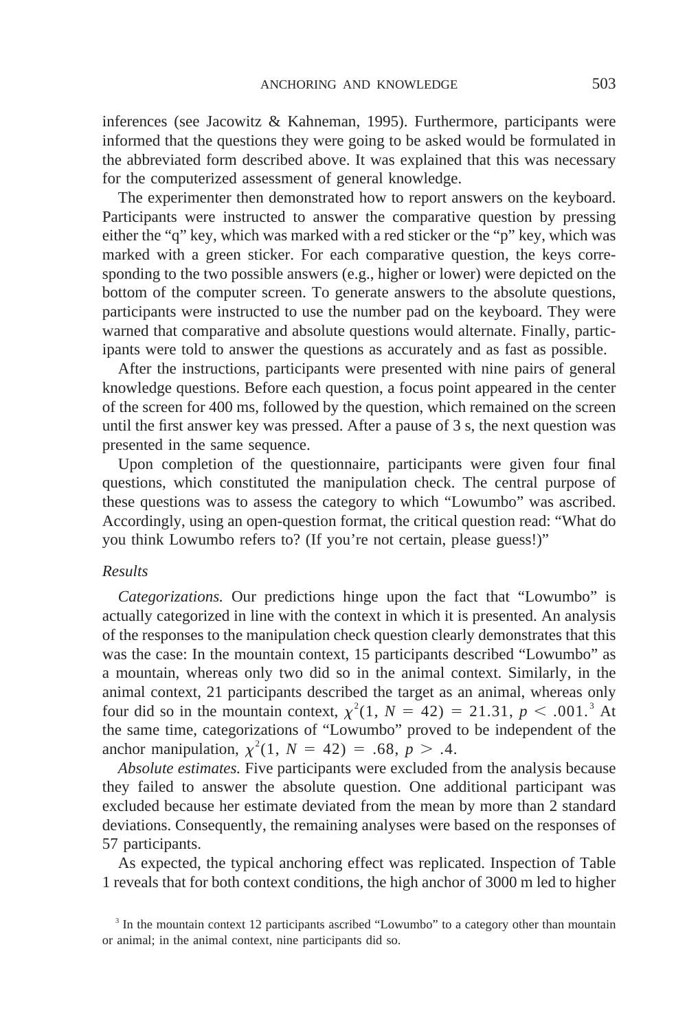inferences (see Jacowitz & Kahneman, 1995). Furthermore, participants were informed that the questions they were going to be asked would be formulated in the abbreviated form described above. It was explained that this was necessary for the computerized assessment of general knowledge.

The experimenter then demonstrated how to report answers on the keyboard. Participants were instructed to answer the comparative question by pressing either the "q" key, which was marked with a red sticker or the "p" key, which was marked with a green sticker. For each comparative question, the keys corresponding to the two possible answers (e.g., higher or lower) were depicted on the bottom of the computer screen. To generate answers to the absolute questions, participants were instructed to use the number pad on the keyboard. They were warned that comparative and absolute questions would alternate. Finally, participants were told to answer the questions as accurately and as fast as possible.

After the instructions, participants were presented with nine pairs of general knowledge questions. Before each question, a focus point appeared in the center of the screen for 400 ms, followed by the question, which remained on the screen until the first answer key was pressed. After a pause of 3 s, the next question was presented in the same sequence.

Upon completion of the questionnaire, participants were given four final questions, which constituted the manipulation check. The central purpose of these questions was to assess the category to which "Lowumbo" was ascribed. Accordingly, using an open-question format, the critical question read: "What do you think Lowumbo refers to? (If you're not certain, please guess!)"

### *Results*

*Categorizations.* Our predictions hinge upon the fact that "Lowumbo" is actually categorized in line with the context in which it is presented. An analysis of the responses to the manipulation check question clearly demonstrates that this was the case: In the mountain context, 15 participants described "Lowumbo" as a mountain, whereas only two did so in the animal context. Similarly, in the animal context, 21 participants described the target as an animal, whereas only four did so in the mountain context, $\chi^2(1, N = 42) = 21.31, p < .001$.[3] At the same time, categorizations of "Lowumbo" proved to be independent of the anchor manipulation, $\chi^2(1, N = 42) = .68, p > .4$.

*Absolute estimates.* Five participants were excluded from the analysis because they failed to answer the absolute question. One additional participant was excluded because her estimate deviated from the mean by more than 2 standard deviations. Consequently, the remaining analyses were based on the responses of 57 participants.

As expected, the typical anchoring effect was replicated. Inspection of Table 1 reveals that for both context conditions, the high anchor of 3000 m led to higher

[3] In the mountain context 12 participants ascribed "Lowumbo" to a category other than mountain or animal; in the animal context, nine participants did so.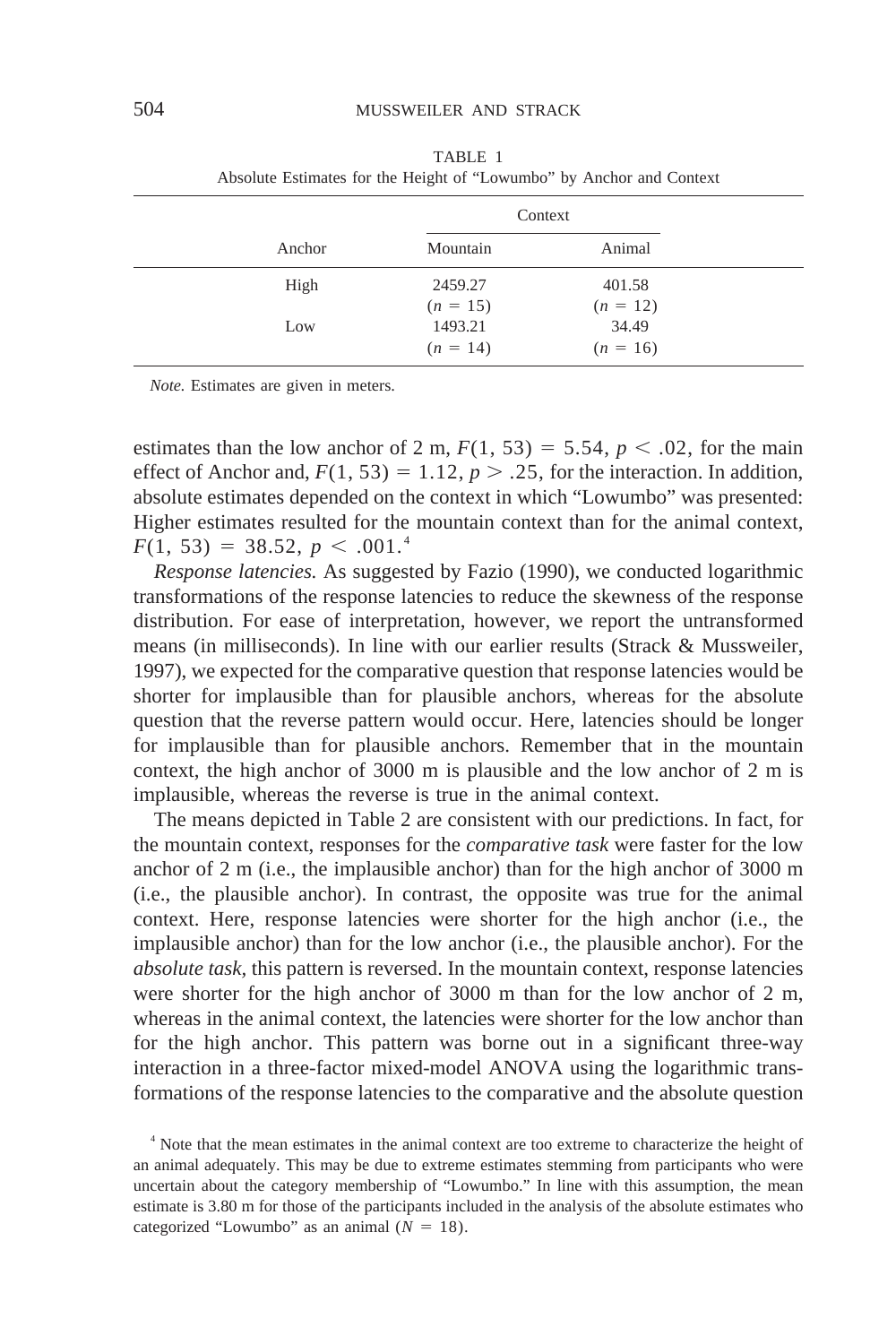TABLE 1
Absolute Estimates for the Height of "Lowumbo" by Anchor and Context

| Anchor | Context | |
|---|---|---|
| | Mountain | Animal |
| High | 2459.27 ($n$ = 15) | 401.58 ($n$ = 12) |
| Low | 1493.21 ($n$ = 14) | 34.49 ($n$ = 16) |

*Note.* Estimates are given in meters.

estimates than the low anchor of 2 m, $F(1, 53) = 5.54$, $p < .02$, for the main effect of Anchor and, $F(1, 53) = 1.12$, $p > .25$, for the interaction. In addition, absolute estimates depended on the context in which "Lowumbo" was presented: Higher estimates resulted for the mountain context than for the animal context, $F(1, 53) = 38.52$, $p < .001$.[4]

*Response latencies.* As suggested by Fazio (1990), we conducted logarithmic transformations of the response latencies to reduce the skewness of the response distribution. For ease of interpretation, however, we report the untransformed means (in milliseconds). In line with our earlier results (Strack & Mussweiler, 1997), we expected for the comparative question that response latencies would be shorter for implausible than for plausible anchors, whereas for the absolute question that the reverse pattern would occur. Here, latencies should be longer for implausible than for plausible anchors. Remember that in the mountain context, the high anchor of 3000 m is plausible and the low anchor of 2 m is implausible, whereas the reverse is true in the animal context.

The means depicted in Table 2 are consistent with our predictions. In fact, for the mountain context, responses for the *comparative task* were faster for the low anchor of 2 m (i.e., the implausible anchor) than for the high anchor of 3000 m (i.e., the plausible anchor). In contrast, the opposite was true for the animal context. Here, response latencies were shorter for the high anchor (i.e., the implausible anchor) than for the low anchor (i.e., the plausible anchor). For the *absolute task*, this pattern is reversed. In the mountain context, response latencies were shorter for the high anchor of 3000 m than for the low anchor of 2 m, whereas in the animal context, the latencies were shorter for the low anchor than for the high anchor. This pattern was borne out in a significant three-way interaction in a three-factor mixed-model ANOVA using the logarithmic transformations of the response latencies to the comparative and the absolute question

[4] Note that the mean estimates in the animal context are too extreme to characterize the height of an animal adequately. This may be due to extreme estimates stemming from participants who were uncertain about the category membership of "Lowumbo." In line with this assumption, the mean estimate is 3.80 m for those of the participants included in the analysis of the absolute estimates who categorized "Lowumbo" as an animal ($N = 18$).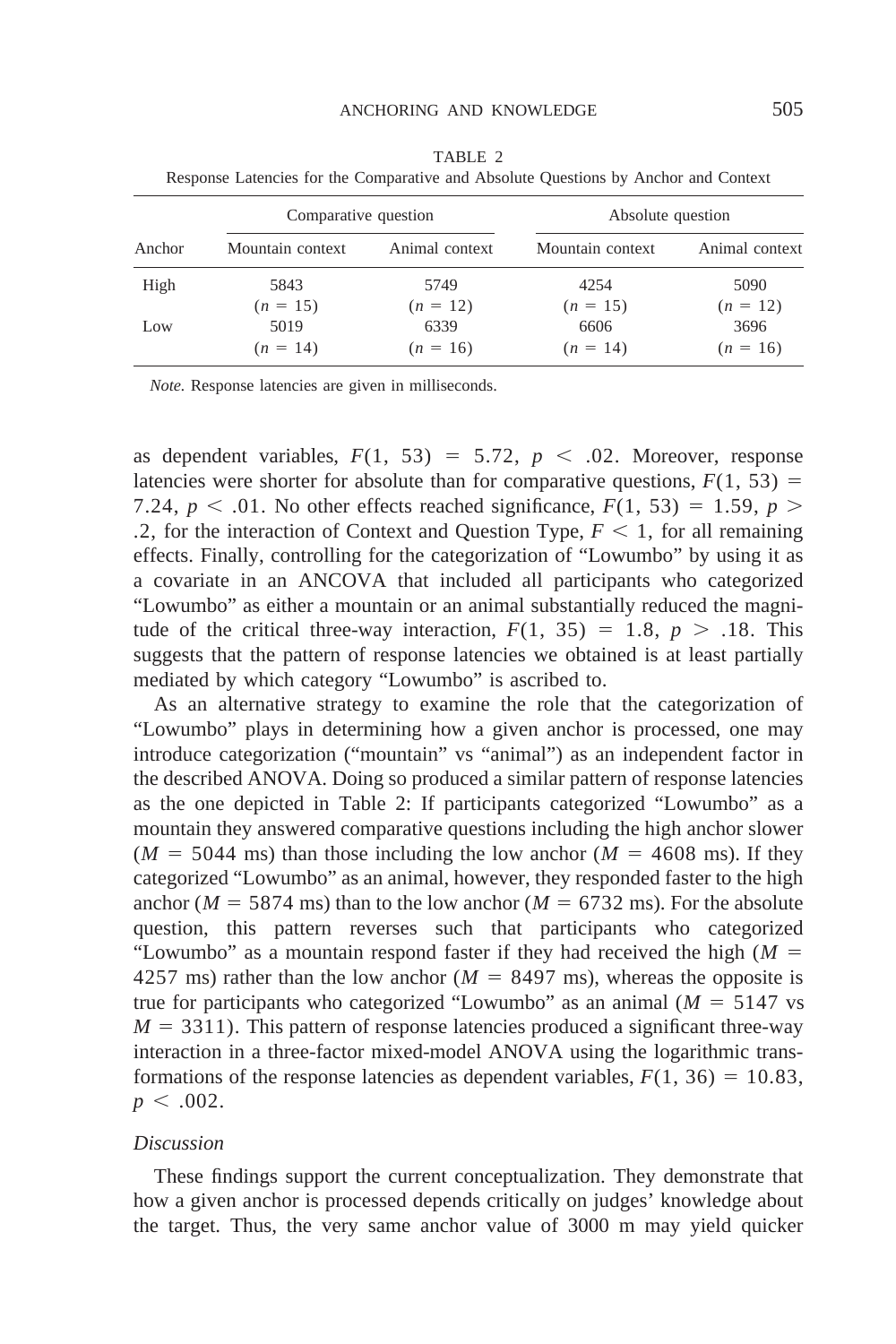TABLE 2
Response Latencies for the Comparative and Absolute Questions by Anchor and Context

| Anchor | Comparative question | | Absolute question | |
|---|---|---|---|---|
| | Mountain context | Animal context | Mountain context | Animal context |
| High | 5843 ($n$ = 15) | 5749 ($n$ = 12) | 4254 ($n$ = 15) | 5090 ($n$ = 12) |
| Low | 5019 ($n$ = 14) | 6339 ($n$ = 16) | 6606 ($n$ = 14) | 3696 ($n$ = 16) |

*Note.* Response latencies are given in milliseconds.

as dependent variables, $F(1, 53) = 5.72$, $p < .02$. Moreover, response latencies were shorter for absolute than for comparative questions, $F(1, 53) = 7.24$, $p < .01$. No other effects reached significance, $F(1, 53) = 1.59$, $p > .2$, for the interaction of Context and Question Type, $F < 1$, for all remaining effects. Finally, controlling for the categorization of "Lowumbo" by using it as a covariate in an ANCOVA that included all participants who categorized "Lowumbo" as either a mountain or an animal substantially reduced the magnitude of the critical three-way interaction, $F(1, 35) = 1.8$, $p > .18$. This suggests that the pattern of response latencies we obtained is at least partially mediated by which category "Lowumbo" is ascribed to.

As an alternative strategy to examine the role that the categorization of "Lowumbo" plays in determining how a given anchor is processed, one may introduce categorization ("mountain" vs "animal") as an independent factor in the described ANOVA. Doing so produced a similar pattern of response latencies as the one depicted in Table 2: If participants categorized "Lowumbo" as a mountain they answered comparative questions including the high anchor slower ($M = 5044$ ms) than those including the low anchor ($M = 4608$ ms). If they categorized "Lowumbo" as an animal, however, they responded faster to the high anchor ($M = 5874$ ms) than to the low anchor ($M = 6732$ ms). For the absolute question, this pattern reverses such that participants who categorized "Lowumbo" as a mountain respond faster if they had received the high ($M = 4257$ ms) rather than the low anchor ($M = 8497$ ms), whereas the opposite is true for participants who categorized "Lowumbo" as an animal ($M = 5147$ vs $M = 3311$). This pattern of response latencies produced a significant three-way interaction in a three-factor mixed-model ANOVA using the logarithmic transformations of the response latencies as dependent variables, $F(1, 36) = 10.83$, $p < .002$.

### *Discussion*

These findings support the current conceptualization. They demonstrate that how a given anchor is processed depends critically on judges' knowledge about the target. Thus, the very same anchor value of 3000 m may yield quicker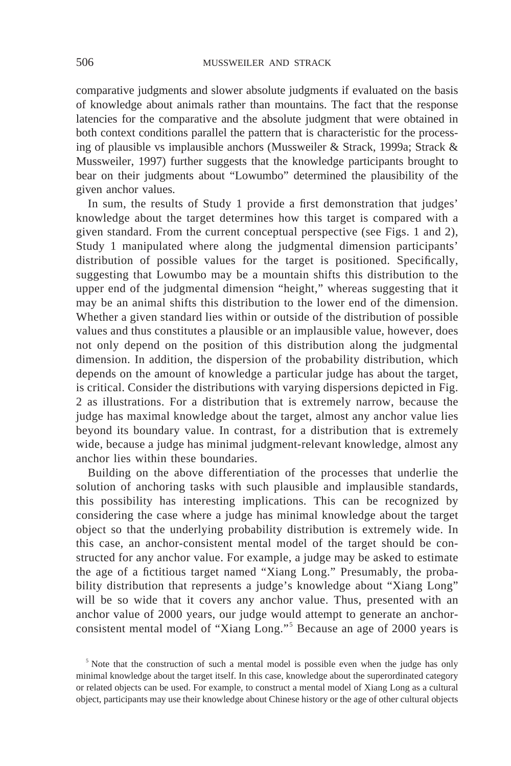comparative judgments and slower absolute judgments if evaluated on the basis of knowledge about animals rather than mountains. The fact that the response latencies for the comparative and the absolute judgment that were obtained in both context conditions parallel the pattern that is characteristic for the processing of plausible vs implausible anchors (Mussweiler & Strack, 1999a; Strack & Mussweiler, 1997) further suggests that the knowledge participants brought to bear on their judgments about "Lowumbo" determined the plausibility of the given anchor values.

In sum, the results of Study 1 provide a first demonstration that judges' knowledge about the target determines how this target is compared with a given standard. From the current conceptual perspective (see Figs. 1 and 2), Study 1 manipulated where along the judgmental dimension participants' distribution of possible values for the target is positioned. Specifically, suggesting that Lowumbo may be a mountain shifts this distribution to the upper end of the judgmental dimension "height," whereas suggesting that it may be an animal shifts this distribution to the lower end of the dimension. Whether a given standard lies within or outside of the distribution of possible values and thus constitutes a plausible or an implausible value, however, does not only depend on the position of this distribution along the judgmental dimension. In addition, the dispersion of the probability distribution, which depends on the amount of knowledge a particular judge has about the target, is critical. Consider the distributions with varying dispersions depicted in Fig. 2 as illustrations. For a distribution that is extremely narrow, because the judge has maximal knowledge about the target, almost any anchor value lies beyond its boundary value. In contrast, for a distribution that is extremely wide, because a judge has minimal judgment-relevant knowledge, almost any anchor lies within these boundaries.

Building on the above differentiation of the processes that underlie the solution of anchoring tasks with such plausible and implausible standards, this possibility has interesting implications. This can be recognized by considering the case where a judge has minimal knowledge about the target object so that the underlying probability distribution is extremely wide. In this case, an anchor-consistent mental model of the target should be constructed for any anchor value. For example, a judge may be asked to estimate the age of a fictitious target named "Xiang Long." Presumably, the probability distribution that represents a judge's knowledge about "Xiang Long" will be so wide that it covers any anchor value. Thus, presented with an anchor value of 2000 years, our judge would attempt to generate an anchor-consistent mental model of "Xiang Long."[5] Because an age of 2000 years is

[5] Note that the construction of such a mental model is possible even when the judge has only minimal knowledge about the target itself. In this case, knowledge about the superordinated category or related objects can be used. For example, to construct a mental model of Xiang Long as a cultural object, participants may use their knowledge about Chinese history or the age of other cultural objects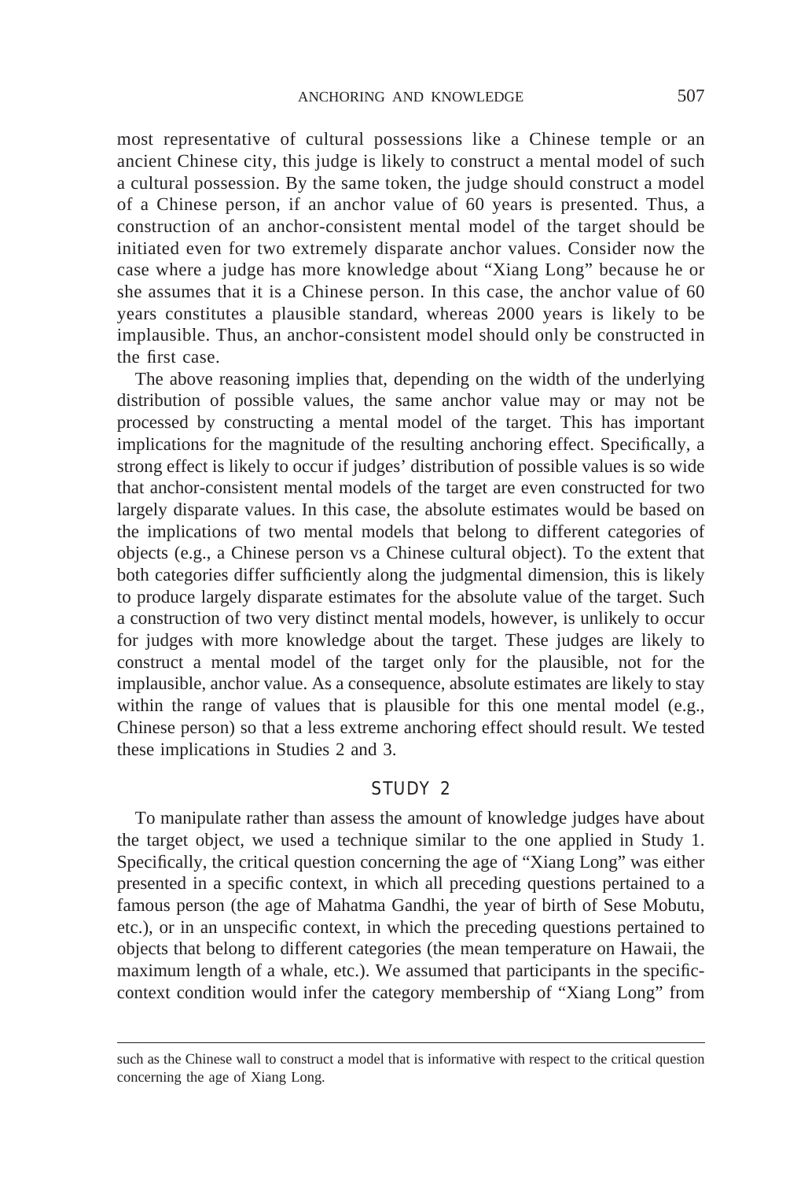most representative of cultural possessions like a Chinese temple or an ancient Chinese city, this judge is likely to construct a mental model of such a cultural possession. By the same token, the judge should construct a model of a Chinese person, if an anchor value of 60 years is presented. Thus, a construction of an anchor-consistent mental model of the target should be initiated even for two extremely disparate anchor values. Consider now the case where a judge has more knowledge about "Xiang Long" because he or she assumes that it is a Chinese person. In this case, the anchor value of 60 years constitutes a plausible standard, whereas 2000 years is likely to be implausible. Thus, an anchor-consistent model should only be constructed in the first case.

The above reasoning implies that, depending on the width of the underlying distribution of possible values, the same anchor value may or may not be processed by constructing a mental model of the target. This has important implications for the magnitude of the resulting anchoring effect. Specifically, a strong effect is likely to occur if judges' distribution of possible values is so wide that anchor-consistent mental models of the target are even constructed for two largely disparate values. In this case, the absolute estimates would be based on the implications of two mental models that belong to different categories of objects (e.g., a Chinese person vs a Chinese cultural object). To the extent that both categories differ sufficiently along the judgmental dimension, this is likely to produce largely disparate estimates for the absolute value of the target. Such a construction of two very distinct mental models, however, is unlikely to occur for judges with more knowledge about the target. These judges are likely to construct a mental model of the target only for the plausible, not for the implausible, anchor value. As a consequence, absolute estimates are likely to stay within the range of values that is plausible for this one mental model (e.g., Chinese person) so that a less extreme anchoring effect should result. We tested these implications in Studies 2 and 3.

## STUDY 2

To manipulate rather than assess the amount of knowledge judges have about the target object, we used a technique similar to the one applied in Study 1. Specifically, the critical question concerning the age of "Xiang Long" was either presented in a specific context, in which all preceding questions pertained to a famous person (the age of Mahatma Gandhi, the year of birth of Sese Mobutu, etc.), or in an unspecific context, in which the preceding questions pertained to objects that belong to different categories (the mean temperature on Hawaii, the maximum length of a whale, etc.). We assumed that participants in the specific-context condition would infer the category membership of "Xiang Long" from

---

such as the Chinese wall to construct a model that is informative with respect to the critical question concerning the age of Xiang Long.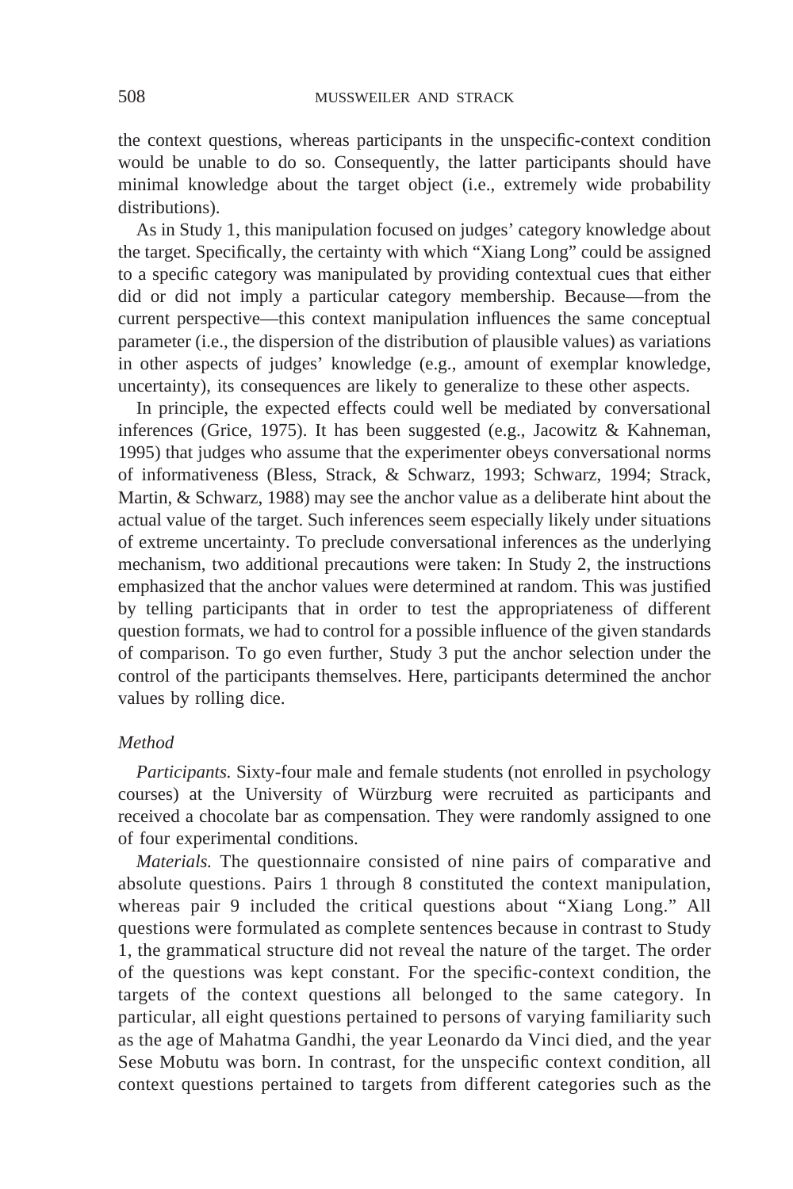the context questions, whereas participants in the unspecific-context condition would be unable to do so. Consequently, the latter participants should have minimal knowledge about the target object (i.e., extremely wide probability distributions).

As in Study 1, this manipulation focused on judges' category knowledge about the target. Specifically, the certainty with which "Xiang Long" could be assigned to a specific category was manipulated by providing contextual cues that either did or did not imply a particular category membership. Because—from the current perspective—this context manipulation influences the same conceptual parameter (i.e., the dispersion of the distribution of plausible values) as variations in other aspects of judges' knowledge (e.g., amount of exemplar knowledge, uncertainty), its consequences are likely to generalize to these other aspects.

In principle, the expected effects could well be mediated by conversational inferences (Grice, 1975). It has been suggested (e.g., Jacowitz & Kahneman, 1995) that judges who assume that the experimenter obeys conversational norms of informativeness (Bless, Strack, & Schwarz, 1993; Schwarz, 1994; Strack, Martin, & Schwarz, 1988) may see the anchor value as a deliberate hint about the actual value of the target. Such inferences seem especially likely under situations of extreme uncertainty. To preclude conversational inferences as the underlying mechanism, two additional precautions were taken: In Study 2, the instructions emphasized that the anchor values were determined at random. This was justified by telling participants that in order to test the appropriateness of different question formats, we had to control for a possible influence of the given standards of comparison. To go even further, Study 3 put the anchor selection under the control of the participants themselves. Here, participants determined the anchor values by rolling dice.

### *Method*

*Participants.* Sixty-four male and female students (not enrolled in psychology courses) at the University of Würzburg were recruited as participants and received a chocolate bar as compensation. They were randomly assigned to one of four experimental conditions.

*Materials.* The questionnaire consisted of nine pairs of comparative and absolute questions. Pairs 1 through 8 constituted the context manipulation, whereas pair 9 included the critical questions about "Xiang Long." All questions were formulated as complete sentences because in contrast to Study 1, the grammatical structure did not reveal the nature of the target. The order of the questions was kept constant. For the specific-context condition, the targets of the context questions all belonged to the same category. In particular, all eight questions pertained to persons of varying familiarity such as the age of Mahatma Gandhi, the year Leonardo da Vinci died, and the year Sese Mobutu was born. In contrast, for the unspecific context condition, all context questions pertained to targets from different categories such as the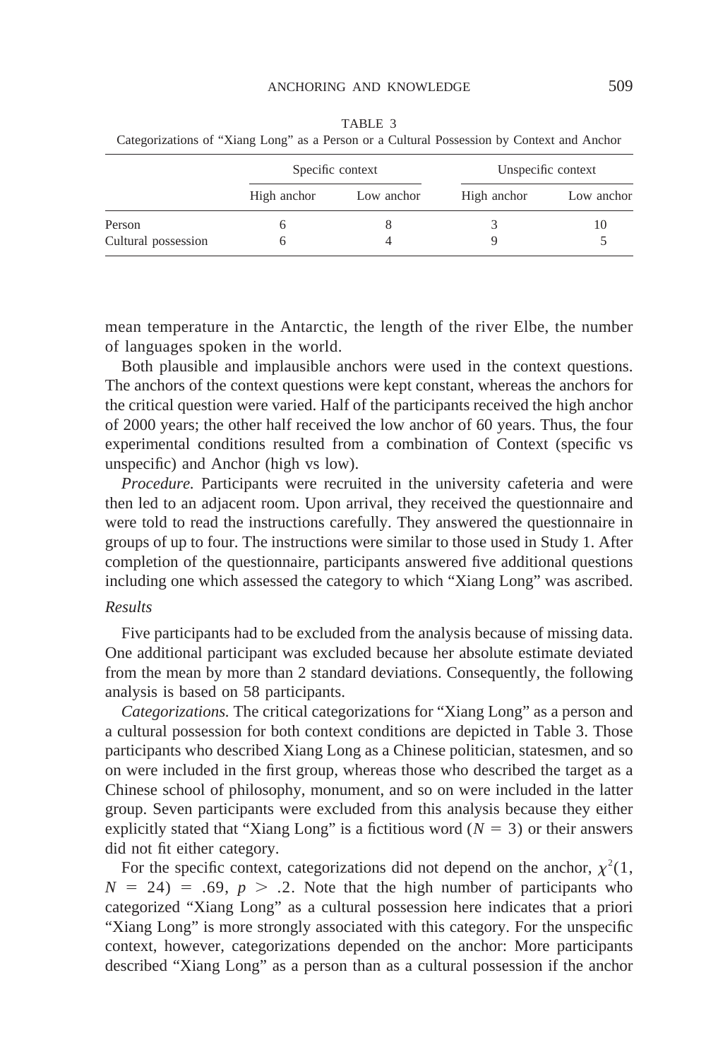TABLE 3

Categorizations of "Xiang Long" as a Person or a Cultural Possession by Context and Anchor

| | Specific context | | Unspecific context | |
|---|---|---|---|---|
| | High anchor | Low anchor | High anchor | Low anchor |
| Person | 6 | 8 | 3 | 10 |
| Cultural possession | 6 | 4 | 9 | 5 |

mean temperature in the Antarctic, the length of the river Elbe, the number of languages spoken in the world.

Both plausible and implausible anchors were used in the context questions. The anchors of the context questions were kept constant, whereas the anchors for the critical question were varied. Half of the participants received the high anchor of 2000 years; the other half received the low anchor of 60 years. Thus, the four experimental conditions resulted from a combination of Context (specific vs unspecific) and Anchor (high vs low).

*Procedure.* Participants were recruited in the university cafeteria and were then led to an adjacent room. Upon arrival, they received the questionnaire and were told to read the instructions carefully. They answered the questionnaire in groups of up to four. The instructions were similar to those used in Study 1. After completion of the questionnaire, participants answered five additional questions including one which assessed the category to which "Xiang Long" was ascribed.

### *Results*

Five participants had to be excluded from the analysis because of missing data. One additional participant was excluded because her absolute estimate deviated from the mean by more than 2 standard deviations. Consequently, the following analysis is based on 58 participants.

*Categorizations.* The critical categorizations for "Xiang Long" as a person and a cultural possession for both context conditions are depicted in Table 3. Those participants who described Xiang Long as a Chinese politician, statesmen, and so on were included in the first group, whereas those who described the target as a Chinese school of philosophy, monument, and so on were included in the latter group. Seven participants were excluded from this analysis because they either explicitly stated that "Xiang Long" is a fictitious word ($N = 3$) or their answers did not fit either category.

For the specific context, categorizations did not depend on the anchor, $\chi^2(1, N = 24) = .69$, $p > .2$. Note that the high number of participants who categorized "Xiang Long" as a cultural possession here indicates that a priori "Xiang Long" is more strongly associated with this category. For the unspecific context, however, categorizations depended on the anchor: More participants described "Xiang Long" as a person than as a cultural possession if the anchor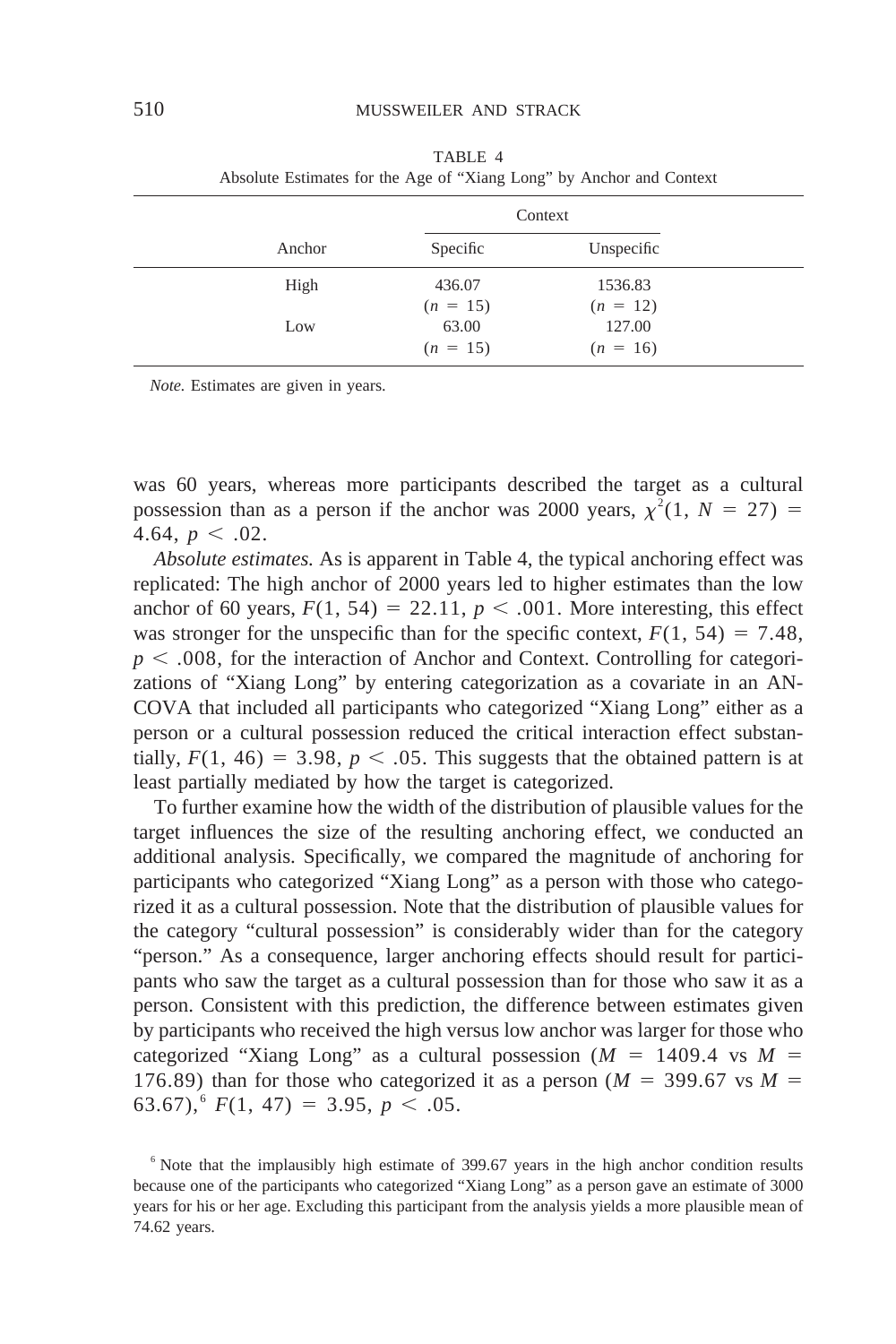TABLE 4

Absolute Estimates for the Age of “Xiang Long” by Anchor and Context

| Anchor | Context | |
|---|---|---|
| | Specific | Unspecific |
| High | 436.07 ($n$ = 15) | 1536.83 ($n$ = 12) |
| Low | 63.00 ($n$ = 15) | 127.00 ($n$ = 16) |

*Note.* Estimates are given in years.

was 60 years, whereas more participants described the target as a cultural possession than as a person if the anchor was 2000 years, $\chi^2(1, N = 27) = 4.64$, $p < .02$.

*Absolute estimates.* As is apparent in Table 4, the typical anchoring effect was replicated: The high anchor of 2000 years led to higher estimates than the low anchor of 60 years, $F(1, 54) = 22.11$, $p < .001$. More interesting, this effect was stronger for the unspecific than for the specific context, $F(1, 54) = 7.48$, $p < .008$, for the interaction of Anchor and Context. Controlling for categorizations of “Xiang Long” by entering categorization as a covariate in an ANCOVA that included all participants who categorized “Xiang Long” either as a person or a cultural possession reduced the critical interaction effect substantially, $F(1, 46) = 3.98$, $p < .05$. This suggests that the obtained pattern is at least partially mediated by how the target is categorized.

To further examine how the width of the distribution of plausible values for the target influences the size of the resulting anchoring effect, we conducted an additional analysis. Specifically, we compared the magnitude of anchoring for participants who categorized “Xiang Long” as a person with those who categorized it as a cultural possession. Note that the distribution of plausible values for the category “cultural possession” is considerably wider than for the category “person.” As a consequence, larger anchoring effects should result for participants who saw the target as a cultural possession than for those who saw it as a person. Consistent with this prediction, the difference between estimates given by participants who received the high versus low anchor was larger for those who categorized “Xiang Long” as a cultural possession ($M = 1409.4$ vs $M = 176.89$) than for those who categorized it as a person ($M = 399.67$ vs $M = 63.67$),[6] $F(1, 47) = 3.95$, $p < .05$.

[6] Note that the implausibly high estimate of 399.67 years in the high anchor condition results because one of the participants who categorized “Xiang Long” as a person gave an estimate of 3000 years for his or her age. Excluding this participant from the analysis yields a more plausible mean of 74.62 years.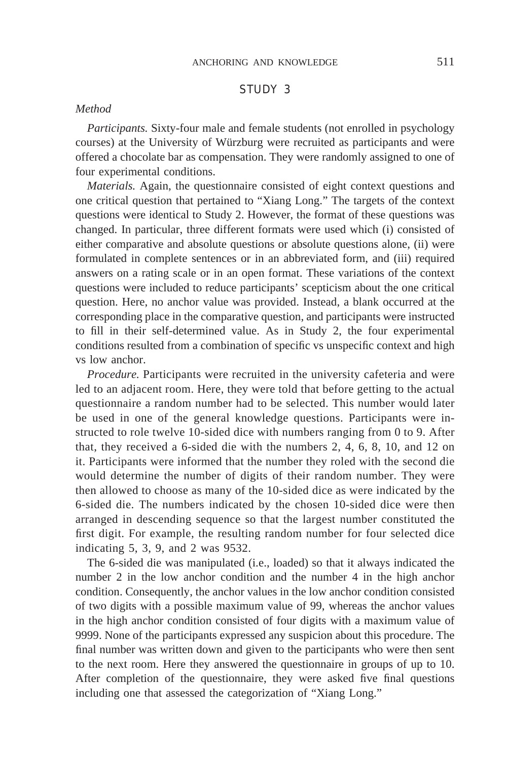## STUDY 3

### *Method*

*Participants.* Sixty-four male and female students (not enrolled in psychology courses) at the University of Würzburg were recruited as participants and were offered a chocolate bar as compensation. They were randomly assigned to one of four experimental conditions.

*Materials.* Again, the questionnaire consisted of eight context questions and one critical question that pertained to "Xiang Long." The targets of the context questions were identical to Study 2. However, the format of these questions was changed. In particular, three different formats were used which (i) consisted of either comparative and absolute questions or absolute questions alone, (ii) were formulated in complete sentences or in an abbreviated form, and (iii) required answers on a rating scale or in an open format. These variations of the context questions were included to reduce participants' scepticism about the one critical question. Here, no anchor value was provided. Instead, a blank occurred at the corresponding place in the comparative question, and participants were instructed to fill in their self-determined value. As in Study 2, the four experimental conditions resulted from a combination of specific vs unspecific context and high vs low anchor.

*Procedure.* Participants were recruited in the university cafeteria and were led to an adjacent room. Here, they were told that before getting to the actual questionnaire a random number had to be selected. This number would later be used in one of the general knowledge questions. Participants were instructed to role twelve 10-sided dice with numbers ranging from 0 to 9. After that, they received a 6-sided die with the numbers 2, 4, 6, 8, 10, and 12 on it. Participants were informed that the number they roled with the second die would determine the number of digits of their random number. They were then allowed to choose as many of the 10-sided dice as were indicated by the 6-sided die. The numbers indicated by the chosen 10-sided dice were then arranged in descending sequence so that the largest number constituted the first digit. For example, the resulting random number for four selected dice indicating 5, 3, 9, and 2 was 9532.

The 6-sided die was manipulated (i.e., loaded) so that it always indicated the number 2 in the low anchor condition and the number 4 in the high anchor condition. Consequently, the anchor values in the low anchor condition consisted of two digits with a possible maximum value of 99, whereas the anchor values in the high anchor condition consisted of four digits with a maximum value of 9999. None of the participants expressed any suspicion about this procedure. The final number was written down and given to the participants who were then sent to the next room. Here they answered the questionnaire in groups of up to 10. After completion of the questionnaire, they were asked five final questions including one that assessed the categorization of "Xiang Long."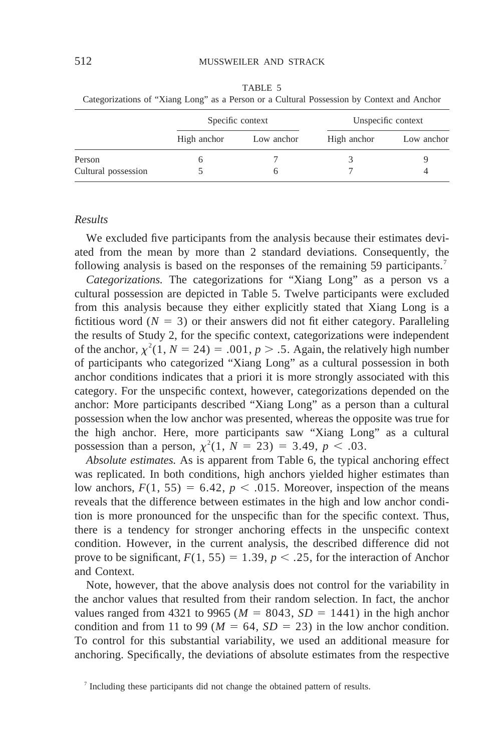TABLE 5

Categorizations of "Xiang Long" as a Person or a Cultural Possession by Context and Anchor

| | Specific context | | Unspecific context | |
|---|---|---|---|---|
| | High anchor | Low anchor | High anchor | Low anchor |
| Person | 6 | 7 | 3 | 9 |
| Cultural possession | 5 | 6 | 7 | 4 |

### *Results*

We excluded five participants from the analysis because their estimates deviated from the mean by more than 2 standard deviations. Consequently, the following analysis is based on the responses of the remaining 59 participants.[7]

*Categorizations.* The categorizations for "Xiang Long" as a person vs a cultural possession are depicted in Table 5. Twelve participants were excluded from this analysis because they either explicitly stated that Xiang Long is a fictitious word ($N = 3$) or their answers did not fit either category. Paralleling the results of Study 2, for the specific context, categorizations were independent of the anchor, $\chi^2(1, N = 24) = .001, p > .5$. Again, the relatively high number of participants who categorized "Xiang Long" as a cultural possession in both anchor conditions indicates that a priori it is more strongly associated with this category. For the unspecific context, however, categorizations depended on the anchor: More participants described "Xiang Long" as a person than a cultural possession when the low anchor was presented, whereas the opposite was true for the high anchor. Here, more participants saw "Xiang Long" as a cultural possession than a person, $\chi^2(1, N = 23) = 3.49, p < .03$.

*Absolute estimates.* As is apparent from Table 6, the typical anchoring effect was replicated. In both conditions, high anchors yielded higher estimates than low anchors, $F(1, 55) = 6.42, p < .015$. Moreover, inspection of the means reveals that the difference between estimates in the high and low anchor condition is more pronounced for the unspecific than for the specific context. Thus, there is a tendency for stronger anchoring effects in the unspecific context condition. However, in the current analysis, the described difference did not prove to be significant, $F(1, 55) = 1.39, p < .25$, for the interaction of Anchor and Context.

Note, however, that the above analysis does not control for the variability in the anchor values that resulted from their random selection. In fact, the anchor values ranged from 4321 to 9965 ($M = 8043$, $SD = 1441$) in the high anchor condition and from 11 to 99 ($M = 64$, $SD = 23$) in the low anchor condition. To control for this substantial variability, we used an additional measure for anchoring. Specifically, the deviations of absolute estimates from the respective

[7] Including these participants did not change the obtained pattern of results.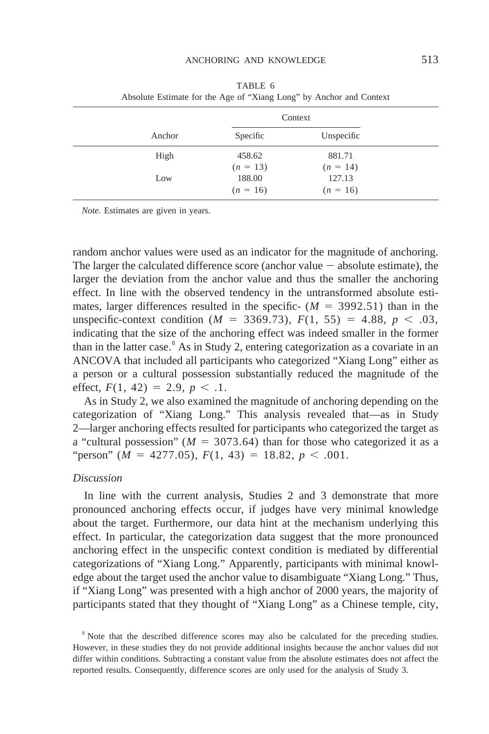TABLE 6
Absolute Estimate for the Age of "Xiang Long" by Anchor and Context

| Anchor | Context | |
|---|---|---|
| | Specific | Unspecific |
| High | 458.62 ($n = 13$) | 881.71 ($n = 14$) |
| Low | 188.00 ($n = 16$) | 127.13 ($n = 16$) |

*Note.* Estimates are given in years.

random anchor values were used as an indicator for the magnitude of anchoring. The larger the calculated difference score (anchor value − absolute estimate), the larger the deviation from the anchor value and thus the smaller the anchoring effect. In line with the observed tendency in the untransformed absolute estimates, larger differences resulted in the specific- ($M = 3992.51$) than in the unspecific-context condition ($M = 3369.73$), $F(1, 55) = 4.88$, $p < .03$, indicating that the size of the anchoring effect was indeed smaller in the former than in the latter case.[8] As in Study 2, entering categorization as a covariate in an ANCOVA that included all participants who categorized "Xiang Long" either as a person or a cultural possession substantially reduced the magnitude of the effect, $F(1, 42) = 2.9$, $p < .1$.

As in Study 2, we also examined the magnitude of anchoring depending on the categorization of "Xiang Long." This analysis revealed that—as in Study 2—larger anchoring effects resulted for participants who categorized the target as a "cultural possession" ($M = 3073.64$) than for those who categorized it as a "person" ($M = 4277.05$), $F(1, 43) = 18.82$, $p < .001$.

### *Discussion*

In line with the current analysis, Studies 2 and 3 demonstrate that more pronounced anchoring effects occur, if judges have very minimal knowledge about the target. Furthermore, our data hint at the mechanism underlying this effect. In particular, the categorization data suggest that the more pronounced anchoring effect in the unspecific context condition is mediated by differential categorizations of "Xiang Long." Apparently, participants with minimal knowledge about the target used the anchor value to disambiguate "Xiang Long." Thus, if "Xiang Long" was presented with a high anchor of 2000 years, the majority of participants stated that they thought of "Xiang Long" as a Chinese temple, city,

[8] Note that the described difference scores may also be calculated for the preceding studies. However, in these studies they do not provide additional insights because the anchor values did not differ within conditions. Subtracting a constant value from the absolute estimates does not affect the reported results. Consequently, difference scores are only used for the analysis of Study 3.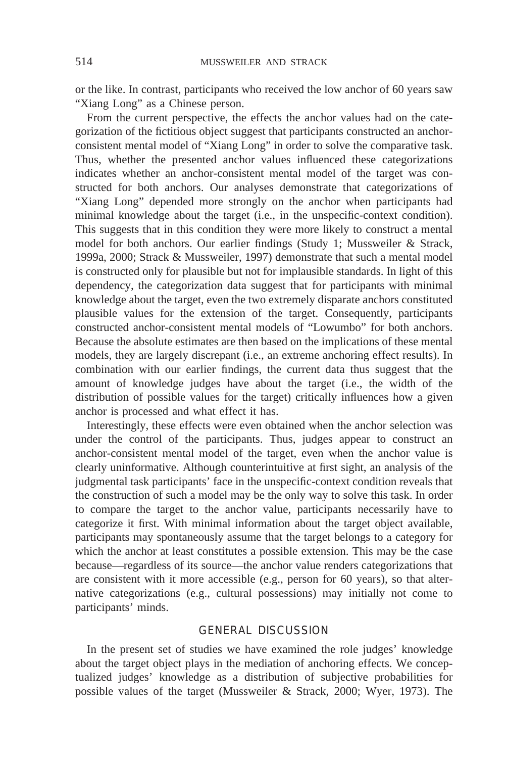or the like. In contrast, participants who received the low anchor of 60 years saw "Xiang Long" as a Chinese person.

From the current perspective, the effects the anchor values had on the categorization of the fictitious object suggest that participants constructed an anchor-consistent mental model of "Xiang Long" in order to solve the comparative task. Thus, whether the presented anchor values influenced these categorizations indicates whether an anchor-consistent mental model of the target was constructed for both anchors. Our analyses demonstrate that categorizations of "Xiang Long" depended more strongly on the anchor when participants had minimal knowledge about the target (i.e., in the unspecific-context condition). This suggests that in this condition they were more likely to construct a mental model for both anchors. Our earlier findings (Study 1; Mussweiler & Strack, 1999a, 2000; Strack & Mussweiler, 1997) demonstrate that such a mental model is constructed only for plausible but not for implausible standards. In light of this dependency, the categorization data suggest that for participants with minimal knowledge about the target, even the two extremely disparate anchors constituted plausible values for the extension of the target. Consequently, participants constructed anchor-consistent mental models of "Lowumbo" for both anchors. Because the absolute estimates are then based on the implications of these mental models, they are largely discrepant (i.e., an extreme anchoring effect results). In combination with our earlier findings, the current data thus suggest that the amount of knowledge judges have about the target (i.e., the width of the distribution of possible values for the target) critically influences how a given anchor is processed and what effect it has.

Interestingly, these effects were even obtained when the anchor selection was under the control of the participants. Thus, judges appear to construct an anchor-consistent mental model of the target, even when the anchor value is clearly uninformative. Although counterintuitive at first sight, an analysis of the judgmental task participants' face in the unspecific-context condition reveals that the construction of such a model may be the only way to solve this task. In order to compare the target to the anchor value, participants necessarily have to categorize it first. With minimal information about the target object available, participants may spontaneously assume that the target belongs to a category for which the anchor at least constitutes a possible extension. This may be the case because—regardless of its source—the anchor value renders categorizations that are consistent with it more accessible (e.g., person for 60 years), so that alternative categorizations (e.g., cultural possessions) may initially not come to participants' minds.

## GENERAL DISCUSSION

In the present set of studies we have examined the role judges' knowledge about the target object plays in the mediation of anchoring effects. We conceptualized judges' knowledge as a distribution of subjective probabilities for possible values of the target (Mussweiler & Strack, 2000; Wyer, 1973). The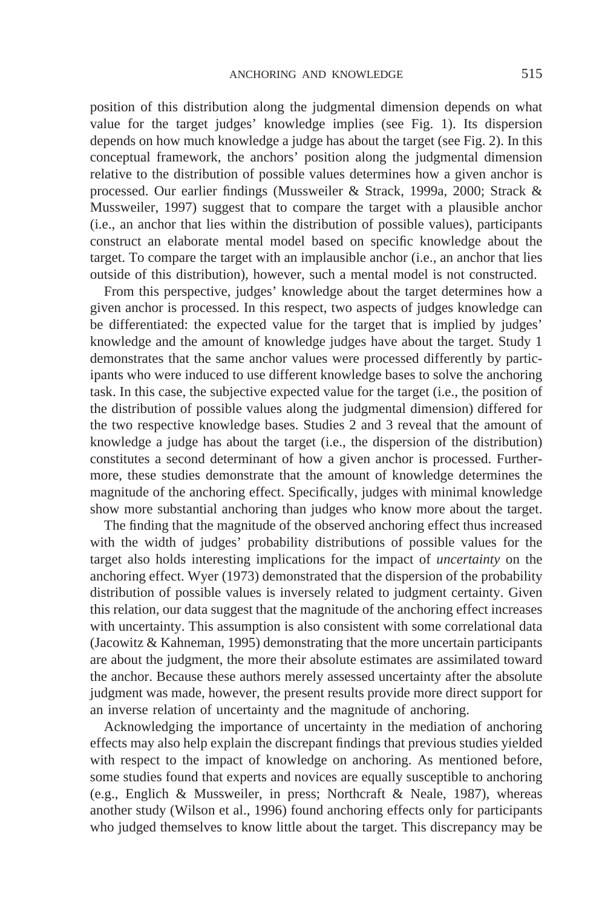position of this distribution along the judgmental dimension depends on what value for the target judges' knowledge implies (see Fig. 1). Its dispersion depends on how much knowledge a judge has about the target (see Fig. 2). In this conceptual framework, the anchors' position along the judgmental dimension relative to the distribution of possible values determines how a given anchor is processed. Our earlier findings (Mussweiler & Strack, 1999a, 2000; Strack & Mussweiler, 1997) suggest that to compare the target with a plausible anchor (i.e., an anchor that lies within the distribution of possible values), participants construct an elaborate mental model based on specific knowledge about the target. To compare the target with an implausible anchor (i.e., an anchor that lies outside of this distribution), however, such a mental model is not constructed.

From this perspective, judges' knowledge about the target determines how a given anchor is processed. In this respect, two aspects of judges knowledge can be differentiated: the expected value for the target that is implied by judges' knowledge and the amount of knowledge judges have about the target. Study 1 demonstrates that the same anchor values were processed differently by participants who were induced to use different knowledge bases to solve the anchoring task. In this case, the subjective expected value for the target (i.e., the position of the distribution of possible values along the judgmental dimension) differed for the two respective knowledge bases. Studies 2 and 3 reveal that the amount of knowledge a judge has about the target (i.e., the dispersion of the distribution) constitutes a second determinant of how a given anchor is processed. Furthermore, these studies demonstrate that the amount of knowledge determines the magnitude of the anchoring effect. Specifically, judges with minimal knowledge show more substantial anchoring than judges who know more about the target.

The finding that the magnitude of the observed anchoring effect thus increased with the width of judges' probability distributions of possible values for the target also holds interesting implications for the impact of *uncertainty* on the anchoring effect. Wyer (1973) demonstrated that the dispersion of the probability distribution of possible values is inversely related to judgment certainty. Given this relation, our data suggest that the magnitude of the anchoring effect increases with uncertainty. This assumption is also consistent with some correlational data (Jacowitz & Kahneman, 1995) demonstrating that the more uncertain participants are about the judgment, the more their absolute estimates are assimilated toward the anchor. Because these authors merely assessed uncertainty after the absolute judgment was made, however, the present results provide more direct support for an inverse relation of uncertainty and the magnitude of anchoring.

Acknowledging the importance of uncertainty in the mediation of anchoring effects may also help explain the discrepant findings that previous studies yielded with respect to the impact of knowledge on anchoring. As mentioned before, some studies found that experts and novices are equally susceptible to anchoring (e.g., Englich & Mussweiler, in press; Northcraft & Neale, 1987), whereas another study (Wilson et al., 1996) found anchoring effects only for participants who judged themselves to know little about the target. This discrepancy may be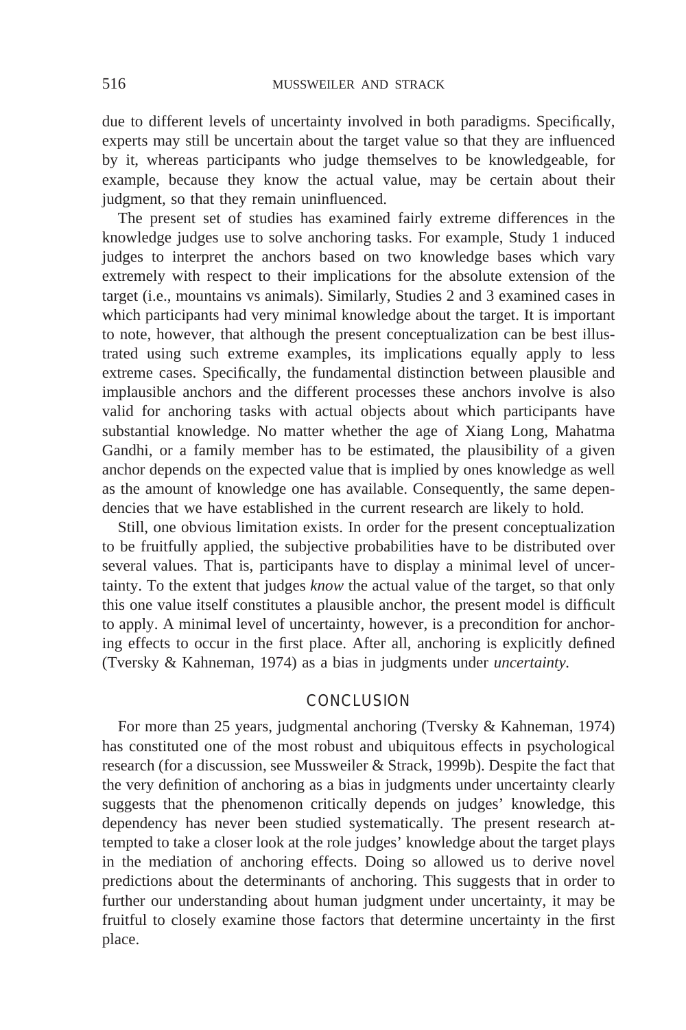due to different levels of uncertainty involved in both paradigms. Specifically, experts may still be uncertain about the target value so that they are influenced by it, whereas participants who judge themselves to be knowledgeable, for example, because they know the actual value, may be certain about their judgment, so that they remain uninfluenced.

The present set of studies has examined fairly extreme differences in the knowledge judges use to solve anchoring tasks. For example, Study 1 induced judges to interpret the anchors based on two knowledge bases which vary extremely with respect to their implications for the absolute extension of the target (i.e., mountains vs animals). Similarly, Studies 2 and 3 examined cases in which participants had very minimal knowledge about the target. It is important to note, however, that although the present conceptualization can be best illustrated using such extreme examples, its implications equally apply to less extreme cases. Specifically, the fundamental distinction between plausible and implausible anchors and the different processes these anchors involve is also valid for anchoring tasks with actual objects about which participants have substantial knowledge. No matter whether the age of Xiang Long, Mahatma Gandhi, or a family member has to be estimated, the plausibility of a given anchor depends on the expected value that is implied by ones knowledge as well as the amount of knowledge one has available. Consequently, the same dependencies that we have established in the current research are likely to hold.

Still, one obvious limitation exists. In order for the present conceptualization to be fruitfully applied, the subjective probabilities have to be distributed over several values. That is, participants have to display a minimal level of uncertainty. To the extent that judges *know* the actual value of the target, so that only this one value itself constitutes a plausible anchor, the present model is difficult to apply. A minimal level of uncertainty, however, is a precondition for anchoring effects to occur in the first place. After all, anchoring is explicitly defined (Tversky & Kahneman, 1974) as a bias in judgments under *uncertainty.*

## CONCLUSION

For more than 25 years, judgmental anchoring (Tversky & Kahneman, 1974) has constituted one of the most robust and ubiquitous effects in psychological research (for a discussion, see Mussweiler & Strack, 1999b). Despite the fact that the very definition of anchoring as a bias in judgments under uncertainty clearly suggests that the phenomenon critically depends on judges' knowledge, this dependency has never been studied systematically. The present research attempted to take a closer look at the role judges' knowledge about the target plays in the mediation of anchoring effects. Doing so allowed us to derive novel predictions about the determinants of anchoring. This suggests that in order to further our understanding about human judgment under uncertainty, it may be fruitful to closely examine those factors that determine uncertainty in the first place.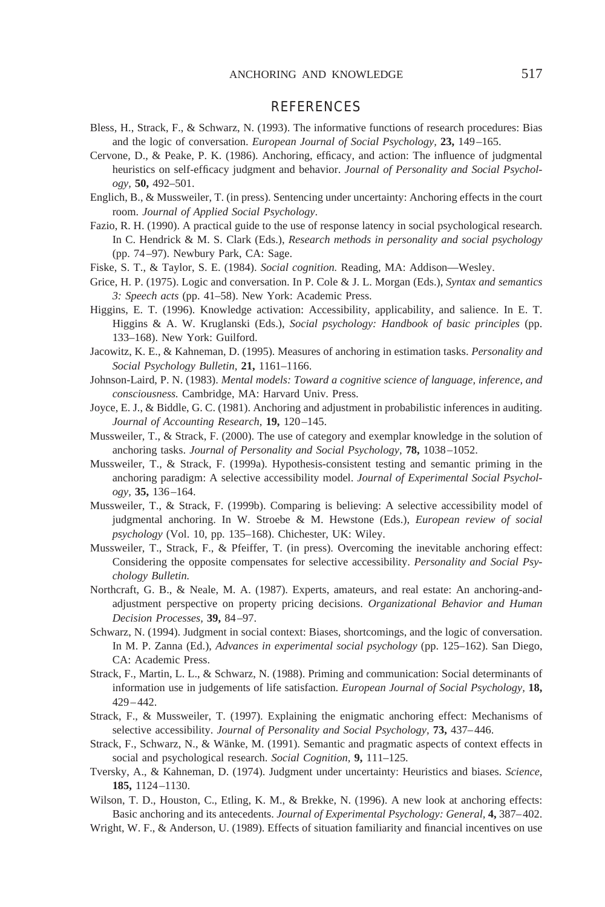## REFERENCES

Bless, H., Strack, F., & Schwarz, N. (1993). The informative functions of research procedures: Bias and the logic of conversation. *European Journal of Social Psychology,* **23,** 149–165.

Cervone, D., & Peake, P. K. (1986). Anchoring, efficacy, and action: The influence of judgmental heuristics on self-efficacy judgment and behavior. *Journal of Personality and Social Psychology,* **50,** 492–501.

Englich, B., & Mussweiler, T. (in press). Sentencing under uncertainty: Anchoring effects in the court room. *Journal of Applied Social Psychology*.

Fazio, R. H. (1990). A practical guide to the use of response latency in social psychological research. In C. Hendrick & M. S. Clark (Eds.), *Research methods in personality and social psychology* (pp. 74–97). Newbury Park, CA: Sage.

Fiske, S. T., & Taylor, S. E. (1984). *Social cognition.* Reading, MA: Addison—Wesley.

Grice, H. P. (1975). Logic and conversation. In P. Cole & J. L. Morgan (Eds.), *Syntax and semantics 3: Speech acts* (pp. 41–58). New York: Academic Press.

Higgins, E. T. (1996). Knowledge activation: Accessibility, applicability, and salience. In E. T. Higgins & A. W. Kruglanski (Eds.), *Social psychology: Handbook of basic principles* (pp. 133–168). New York: Guilford.

Jacowitz, K. E., & Kahneman, D. (1995). Measures of anchoring in estimation tasks. *Personality and Social Psychology Bulletin,* **21,** 1161–1166.

Johnson-Laird, P. N. (1983). *Mental models: Toward a cognitive science of language, inference, and consciousness.* Cambridge, MA: Harvard Univ. Press.

Joyce, E. J., & Biddle, G. C. (1981). Anchoring and adjustment in probabilistic inferences in auditing. *Journal of Accounting Research,* **19,** 120–145.

Mussweiler, T., & Strack, F. (2000). The use of category and exemplar knowledge in the solution of anchoring tasks. *Journal of Personality and Social Psychology,* **78,** 1038–1052.

Mussweiler, T., & Strack, F. (1999a). Hypothesis-consistent testing and semantic priming in the anchoring paradigm: A selective accessibility model. *Journal of Experimental Social Psychology,* **35,** 136–164.

Mussweiler, T., & Strack, F. (1999b). Comparing is believing: A selective accessibility model of judgmental anchoring. In W. Stroebe & M. Hewstone (Eds.), *European review of social psychology* (Vol. 10, pp. 135–168). Chichester, UK: Wiley.

Mussweiler, T., Strack, F., & Pfeiffer, T. (in press). Overcoming the inevitable anchoring effect: Considering the opposite compensates for selective accessibility. *Personality and Social Psychology Bulletin.*

Northcraft, G. B., & Neale, M. A. (1987). Experts, amateurs, and real estate: An anchoring-and-adjustment perspective on property pricing decisions. *Organizational Behavior and Human Decision Processes,* **39,** 84–97.

Schwarz, N. (1994). Judgment in social context: Biases, shortcomings, and the logic of conversation. In M. P. Zanna (Ed.), *Advances in experimental social psychology* (pp. 125–162). San Diego, CA: Academic Press.

Strack, F., Martin, L. L., & Schwarz, N. (1988). Priming and communication: Social determinants of information use in judgements of life satisfaction. *European Journal of Social Psychology,* **18,** 429–442.

Strack, F., & Mussweiler, T. (1997). Explaining the enigmatic anchoring effect: Mechanisms of selective accessibility. *Journal of Personality and Social Psychology,* **73,** 437–446.

Strack, F., Schwarz, N., & Wänke, M. (1991). Semantic and pragmatic aspects of context effects in social and psychological research. *Social Cognition,* **9,** 111–125.

Tversky, A., & Kahneman, D. (1974). Judgment under uncertainty: Heuristics and biases. *Science,* **185,** 1124–1130.

Wilson, T. D., Houston, C., Etling, K. M., & Brekke, N. (1996). A new look at anchoring effects: Basic anchoring and its antecedents. *Journal of Experimental Psychology: General,* **4,** 387–402.

Wright, W. F., & Anderson, U. (1989). Effects of situation familiarity and financial incentives on use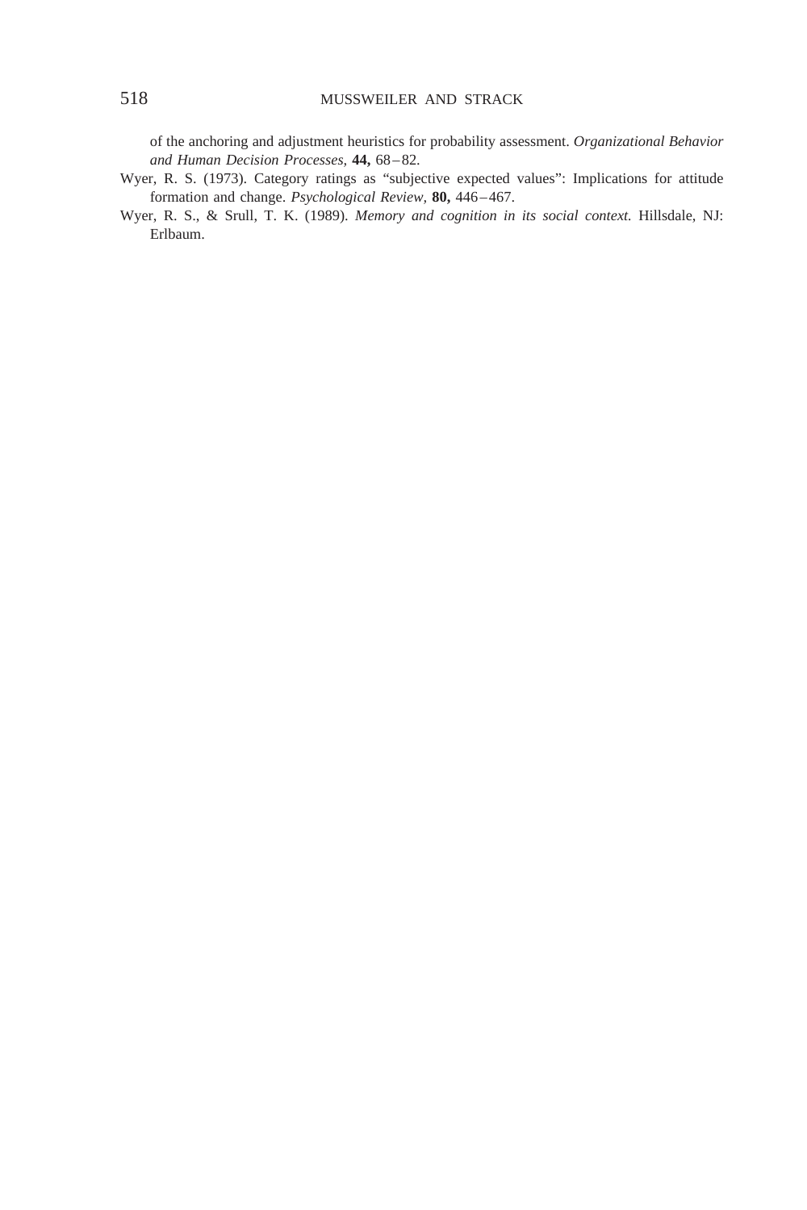of the anchoring and adjustment heuristics for probability assessment. *Organizational Behavior and Human Decision Processes,* **44,** 68–82.

Wyer, R. S. (1973). Category ratings as "subjective expected values": Implications for attitude formation and change. *Psychological Review,* **80,** 446–467.

Wyer, R. S., & Srull, T. K. (1989). *Memory and cognition in its social context.* Hillsdale, NJ: Erlbaum.